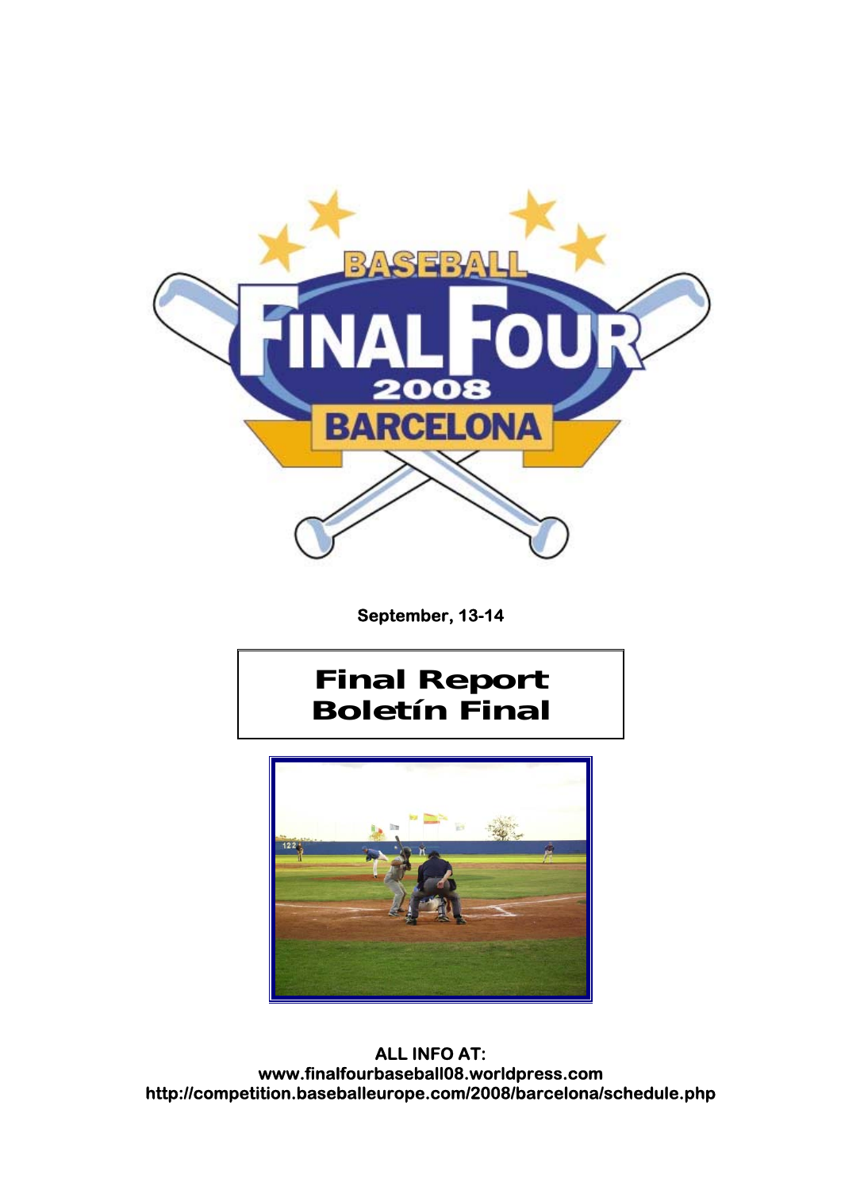BASEBALL FINAL FOUR 2008 BARCELONA

September, 13-14

# Final Report
# Boletín Final

**ALL INFO AT:**
**www.finalfourbaseball08.worldpress.com**
**http://competition.baseballeurope.com/2008/barcelona/schedule.php**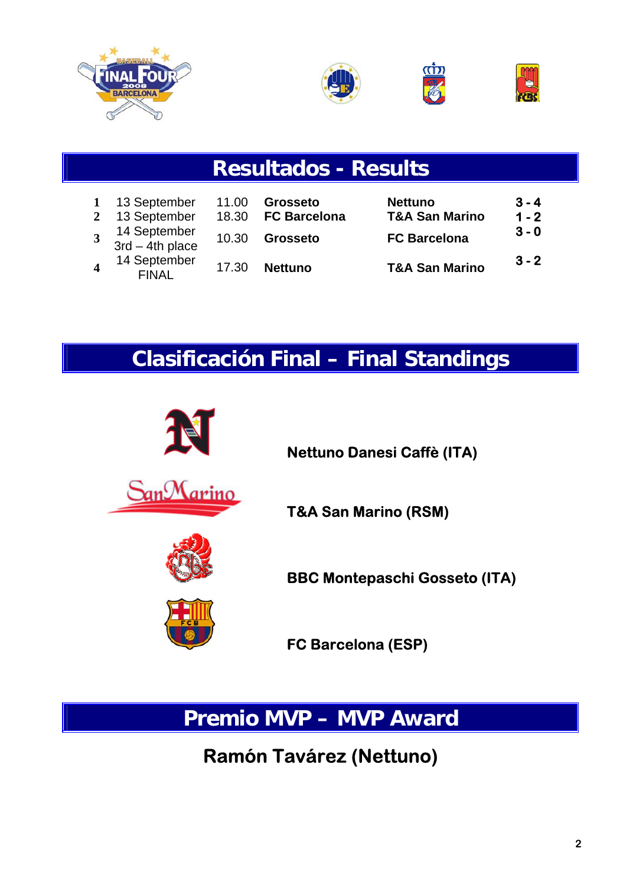## Resultados - Results

| | | | | | |
|---|---|---|---|---|---|
| 1 | 13 September | 11.00 | **Grosseto** | **Nettuno** | **3 - 4** |
| 2 | 13 September | 18.30 | **FC Barcelona** | **T&A San Marino** | **1 - 2** |
| 3 | 14 September 3rd – 4th place | 10.30 | **Grosseto** | **FC Barcelona** | **3 - 0** |
| 4 | 14 September FINAL | 17.30 | **Nettuno** | **T&A San Marino** | **3 - 2** |

## Clasificación Final – Final Standings

**Nettuno Danesi Caffè (ITA)**

**T&A San Marino (RSM)**

**BBC Montepaschi Gosseto (ITA)**

**FC Barcelona (ESP)**

## Premio MVP – MVP Award

**Ramón Tavárez (Nettuno)**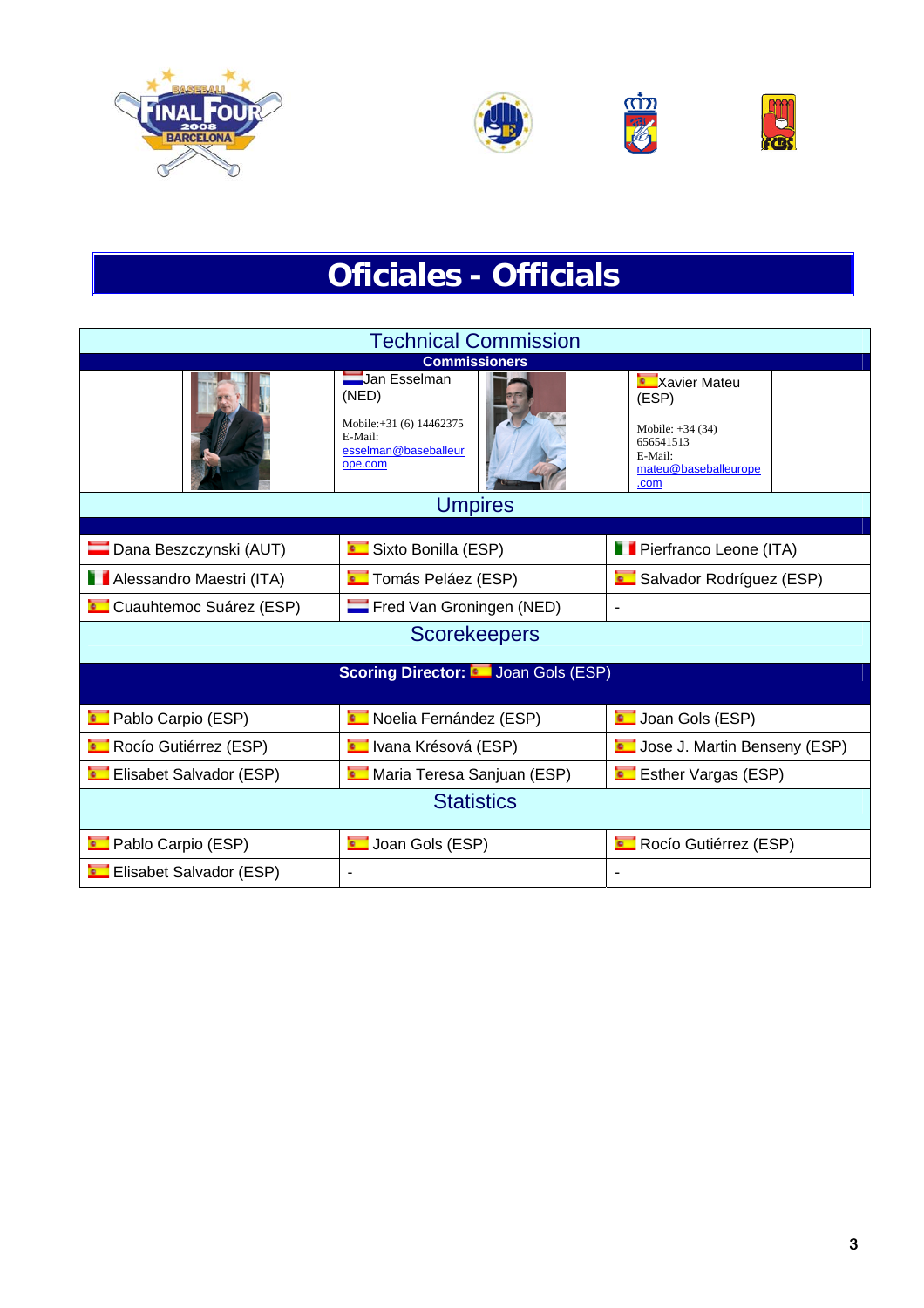# Oficiales - Officials

## Technical Commission

### Commissioners

| Commissioner | Contact |
| --- | --- |
| Jan Esselman (NED) | Mobile:+31 (6) 14462375<br>E-Mail: esselman@baseballeurope.com |
| Xavier Mateu (ESP) | Mobile: +34 (34) 656541513<br>E-Mail: mateu@baseballeurope.com |

## Umpires

| | | |
| --- | --- | --- |
| Dana Beszczynski (AUT) | Sixto Bonilla (ESP) | Pierfranco Leone (ITA) |
| Alessandro Maestri (ITA) | Tomás Peláez (ESP) | Salvador Rodríguez (ESP) |
| Cuauhtemoc Suárez (ESP) | Fred Van Groningen (NED) | - |

## Scorekeepers

**Scoring Director:** Joan Gols (ESP)

| | | |
| --- | --- | --- |
| Pablo Carpio (ESP) | Noelia Fernández (ESP) | Joan Gols (ESP) |
| Rocío Gutiérrez (ESP) | Ivana Krésová (ESP) | Jose J. Martin Benseny (ESP) |
| Elisabet Salvador (ESP) | Maria Teresa Sanjuan (ESP) | Esther Vargas (ESP) |

## Statistics

| | | |
| --- | --- | --- |
| Pablo Carpio (ESP) | Joan Gols (ESP) | Rocío Gutiérrez (ESP) |
| Elisabet Salvador (ESP) | - | - |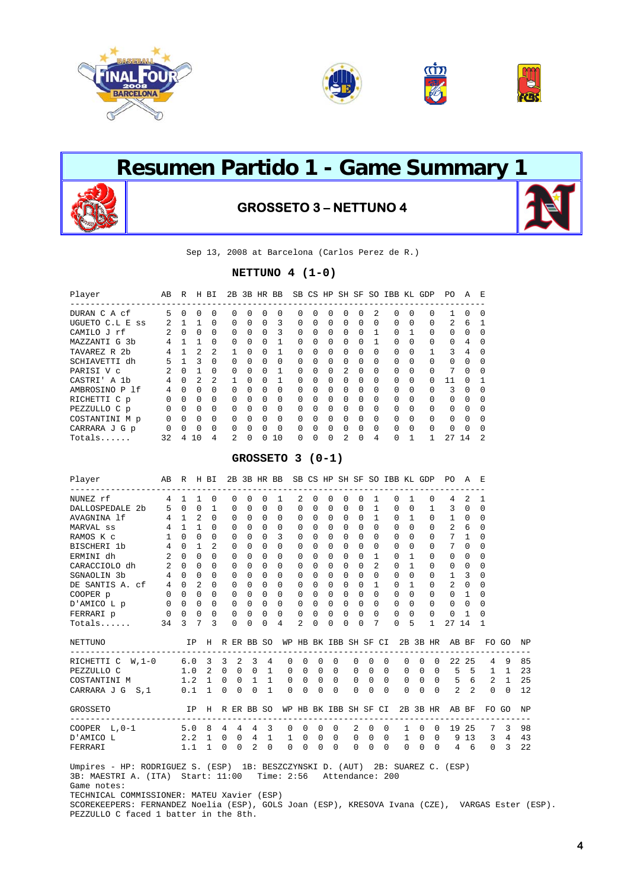# Resumen Partido 1 - Game Summary 1

## GROSSETO 3 – NETTUNO 4

Sep 13, 2008 at Barcelona (Carlos Perez de R.)

### NETTUNO 4 (1-0)

| Player | AB | R | H | BI | 2B | 3B | HR | BB | SB | CS | HP | SH | SF | SO | IBB | KL | GDP | PO | A | E |
|---|---|---|---|---|---|---|---|---|---|---|---|---|---|---|---|---|---|---|---|---|
| DURAN C A cf | 5 | 0 | 0 | 0 | 0 | 0 | 0 | 0 | 0 | 0 | 0 | 0 | 0 | 2 | 0 | 0 | 0 | 1 | 0 | 0 |
| UGUETO C.L E ss | 2 | 1 | 1 | 0 | 0 | 0 | 0 | 3 | 0 | 0 | 0 | 0 | 0 | 0 | 0 | 0 | 0 | 2 | 6 | 1 |
| CAMILO J rf | 2 | 0 | 0 | 0 | 0 | 0 | 0 | 3 | 0 | 0 | 0 | 0 | 0 | 1 | 0 | 1 | 0 | 0 | 0 | 0 |
| MAZZANTI G 3b | 4 | 1 | 1 | 0 | 0 | 0 | 0 | 1 | 0 | 0 | 0 | 0 | 0 | 1 | 0 | 0 | 0 | 0 | 4 | 0 |
| TAVAREZ R 2b | 4 | 1 | 2 | 2 | 1 | 0 | 0 | 1 | 0 | 0 | 0 | 0 | 0 | 0 | 0 | 0 | 1 | 3 | 4 | 0 |
| SCHIAVETTI dh | 5 | 1 | 3 | 0 | 0 | 0 | 0 | 0 | 0 | 0 | 0 | 0 | 0 | 0 | 0 | 0 | 0 | 0 | 0 | 0 |
| PARISI V c | 2 | 0 | 1 | 0 | 0 | 0 | 0 | 1 | 0 | 0 | 0 | 2 | 0 | 0 | 0 | 0 | 0 | 7 | 0 | 0 |
| CASTRI' A 1b | 4 | 0 | 2 | 2 | 1 | 0 | 0 | 1 | 0 | 0 | 0 | 0 | 0 | 0 | 0 | 0 | 0 | 11 | 0 | 1 |
| AMBROSINO P lf | 4 | 0 | 0 | 0 | 0 | 0 | 0 | 0 | 0 | 0 | 0 | 0 | 0 | 0 | 0 | 0 | 0 | 3 | 0 | 0 |
| RICHETTI C p | 0 | 0 | 0 | 0 | 0 | 0 | 0 | 0 | 0 | 0 | 0 | 0 | 0 | 0 | 0 | 0 | 0 | 0 | 0 | 0 |
| PEZZULLO C p | 0 | 0 | 0 | 0 | 0 | 0 | 0 | 0 | 0 | 0 | 0 | 0 | 0 | 0 | 0 | 0 | 0 | 0 | 0 | 0 |
| COSTANTINI M p | 0 | 0 | 0 | 0 | 0 | 0 | 0 | 0 | 0 | 0 | 0 | 0 | 0 | 0 | 0 | 0 | 0 | 0 | 0 | 0 |
| CARRARA J G p | 0 | 0 | 0 | 0 | 0 | 0 | 0 | 0 | 0 | 0 | 0 | 0 | 0 | 0 | 0 | 0 | 0 | 0 | 0 | 0 |
| Totals...... | 32 | 4 | 10 | 4 | 2 | 0 | 0 | 10 | 0 | 0 | 0 | 2 | 0 | 4 | 0 | 1 | 1 | 27 | 14 | 2 |

### GROSSETO 3 (0-1)

| Player | AB | R | H | BI | 2B | 3B | HR | BB | SB | CS | HP | SH | SF | SO | IBB | KL | GDP | PO | A | E |
|---|---|---|---|---|---|---|---|---|---|---|---|---|---|---|---|---|---|---|---|---|
| NUNEZ rf | 4 | 1 | 1 | 0 | 0 | 0 | 0 | 1 | 2 | 0 | 0 | 0 | 0 | 1 | 0 | 1 | 0 | 4 | 2 | 1 |
| DALLOSPEDALE 2b | 5 | 0 | 0 | 1 | 0 | 0 | 0 | 0 | 0 | 0 | 0 | 0 | 0 | 1 | 0 | 0 | 1 | 3 | 0 | 0 |
| AVAGNINA lf | 4 | 1 | 2 | 0 | 0 | 0 | 0 | 0 | 0 | 0 | 0 | 0 | 0 | 1 | 0 | 1 | 0 | 1 | 0 | 0 |
| MARVAL ss | 4 | 1 | 1 | 0 | 0 | 0 | 0 | 0 | 0 | 0 | 0 | 0 | 0 | 0 | 0 | 0 | 0 | 2 | 6 | 0 |
| RAMOS K c | 1 | 0 | 0 | 0 | 0 | 0 | 0 | 3 | 0 | 0 | 0 | 0 | 0 | 0 | 0 | 0 | 0 | 7 | 1 | 0 |
| BISCHERI 1b | 4 | 0 | 1 | 2 | 0 | 0 | 0 | 0 | 0 | 0 | 0 | 0 | 0 | 0 | 0 | 0 | 0 | 7 | 0 | 0 |
| ERMINI dh | 2 | 0 | 0 | 0 | 0 | 0 | 0 | 0 | 0 | 0 | 0 | 0 | 0 | 1 | 0 | 1 | 0 | 0 | 0 | 0 |
| CARACCIOLO dh | 2 | 0 | 0 | 0 | 0 | 0 | 0 | 0 | 0 | 0 | 0 | 0 | 0 | 2 | 0 | 1 | 0 | 0 | 0 | 0 |
| SGNAOLIN 3b | 4 | 0 | 0 | 0 | 0 | 0 | 0 | 0 | 0 | 0 | 0 | 0 | 0 | 0 | 0 | 0 | 0 | 1 | 3 | 0 |
| DE SANTIS A. cf | 4 | 0 | 2 | 0 | 0 | 0 | 0 | 0 | 0 | 0 | 0 | 0 | 0 | 1 | 0 | 1 | 0 | 2 | 0 | 0 |
| COOPER p | 0 | 0 | 0 | 0 | 0 | 0 | 0 | 0 | 0 | 0 | 0 | 0 | 0 | 0 | 0 | 0 | 0 | 0 | 1 | 0 |
| D'AMICO L p | 0 | 0 | 0 | 0 | 0 | 0 | 0 | 0 | 0 | 0 | 0 | 0 | 0 | 0 | 0 | 0 | 0 | 0 | 0 | 0 |
| FERRARI p | 0 | 0 | 0 | 0 | 0 | 0 | 0 | 0 | 0 | 0 | 0 | 0 | 0 | 0 | 0 | 0 | 0 | 0 | 1 | 0 |
| Totals...... | 34 | 3 | 7 | 3 | 0 | 0 | 0 | 4 | 2 | 0 | 0 | 0 | 0 | 7 | 0 | 5 | 1 | 27 | 14 | 1 |

| NETTUNO | IP | H | R | ER | BB | SO | WP | HB | BK | IBB | SH | SF | CI | 2B | 3B | HR | AB | BF | FO | GO | NP |
|---|---|---|---|---|---|---|---|---|---|---|---|---|---|---|---|---|---|---|---|---|---|
| RICHETTI C W,1-0 | 6.0 | 3 | 3 | 2 | 3 | 4 | 0 | 0 | 0 | 0 | 0 | 0 | 0 | 0 | 0 | 0 | 22 | 25 | 4 | 9 | 85 |
| PEZZULLO C | 1.0 | 2 | 0 | 0 | 0 | 1 | 0 | 0 | 0 | 0 | 0 | 0 | 0 | 0 | 0 | 0 | 5 | 5 | 1 | 1 | 23 |
| COSTANTINI M | 1.2 | 1 | 0 | 0 | 1 | 1 | 0 | 0 | 0 | 0 | 0 | 0 | 0 | 0 | 0 | 0 | 5 | 6 | 2 | 1 | 25 |
| CARRARA J G S,1 | 0.1 | 1 | 0 | 0 | 0 | 1 | 0 | 0 | 0 | 0 | 0 | 0 | 0 | 0 | 0 | 0 | 2 | 2 | 0 | 0 | 12 |

| GROSSETO | IP | H | R | ER | BB | SO | WP | HB | BK | IBB | SH | SF | CI | 2B | 3B | HR | AB | BF | FO | GO | NP |
|---|---|---|---|---|---|---|---|---|---|---|---|---|---|---|---|---|---|---|---|---|---|
| COOPER L,0-1 | 5.0 | 8 | 4 | 4 | 4 | 3 | 0 | 0 | 0 | 0 | 2 | 0 | 0 | 1 | 0 | 0 | 19 | 25 | 7 | 3 | 98 |
| D'AMICO L | 2.2 | 1 | 0 | 0 | 4 | 1 | 1 | 0 | 0 | 0 | 0 | 0 | 0 | 1 | 0 | 0 | 9 | 13 | 3 | 4 | 43 |
| FERRARI | 1.1 | 1 | 0 | 0 | 2 | 0 | 0 | 0 | 0 | 0 | 0 | 0 | 0 | 0 | 0 | 0 | 4 | 6 | 0 | 3 | 22 |

Umpires - HP: RODRIGUEZ S. (ESP) 1B: BESZCZYNSKI D. (AUT) 2B: SUAREZ C. (ESP)
3B: MAESTRI A. (ITA) Start: 11:00 Time: 2:56 Attendance: 200
Game notes:
TECHNICAL COMMISSIONER: MATEU Xavier (ESP)
SCOREKEEPERS: FERNANDEZ Noelia (ESP), GOLS Joan (ESP), KRESOVA Ivana (CZE), VARGAS Ester (ESP).
PEZZULLO C faced 1 batter in the 8th.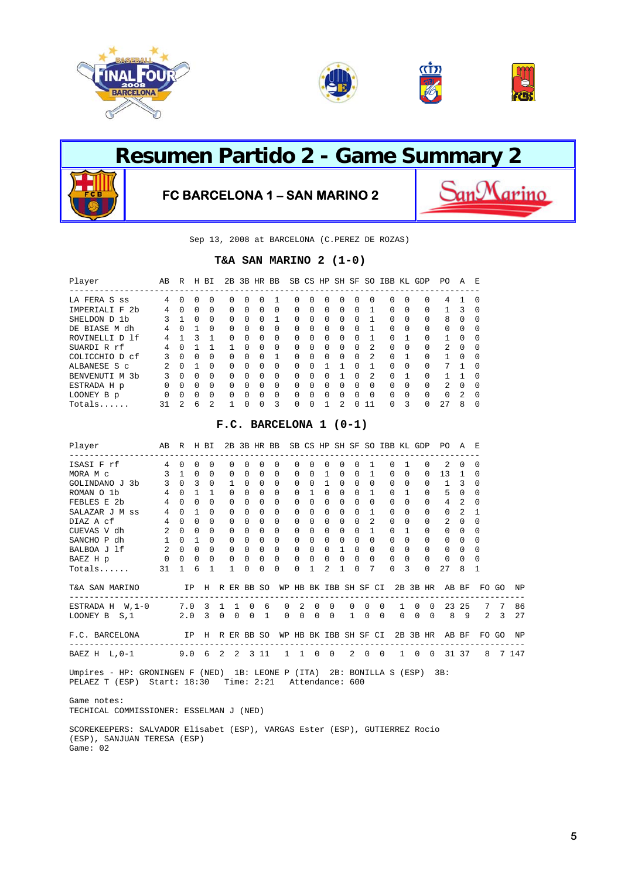# Resumen Partido 2 - Game Summary 2

**FC BARCELONA 1 – SAN MARINO 2**

Sep 13, 2008 at BARCELONA (C.PEREZ DE ROZAS)

### T&A SAN MARINO 2 (1-0)

| Player | AB | R | H | BI | 2B | 3B | HR | BB | SB | CS | HP | SH | SF | SO | IBB | KL | GDP | PO | A | E |
|---|---|---|---|---|---|---|---|---|---|---|---|---|---|---|---|---|---|---|---|---|
| LA FERA S ss | 4 | 0 | 0 | 0 | 0 | 0 | 0 | 1 | 0 | 0 | 0 | 0 | 0 | 0 | 0 | 0 | 0 | 4 | 1 | 0 |
| IMPERIALI F 2b | 4 | 0 | 0 | 0 | 0 | 0 | 0 | 0 | 0 | 0 | 0 | 0 | 0 | 1 | 0 | 0 | 0 | 1 | 3 | 0 |
| SHELDON D 1b | 3 | 1 | 0 | 0 | 0 | 0 | 0 | 1 | 0 | 0 | 0 | 0 | 0 | 1 | 0 | 0 | 0 | 8 | 0 | 0 |
| DE BIASE M dh | 4 | 0 | 1 | 0 | 0 | 0 | 0 | 0 | 0 | 0 | 0 | 0 | 0 | 1 | 0 | 0 | 0 | 0 | 0 | 0 |
| ROVINELLI D lf | 4 | 1 | 3 | 1 | 0 | 0 | 0 | 0 | 0 | 0 | 0 | 0 | 0 | 1 | 0 | 1 | 0 | 1 | 0 | 0 |
| SUARDI R rf | 4 | 0 | 1 | 1 | 1 | 0 | 0 | 0 | 0 | 0 | 0 | 0 | 0 | 2 | 0 | 0 | 0 | 2 | 0 | 0 |
| COLICCHIO D cf | 3 | 0 | 0 | 0 | 0 | 0 | 0 | 1 | 0 | 0 | 0 | 0 | 0 | 2 | 0 | 1 | 0 | 1 | 0 | 0 |
| ALBANESE S c | 2 | 0 | 1 | 0 | 0 | 0 | 0 | 0 | 0 | 0 | 1 | 1 | 0 | 1 | 0 | 0 | 0 | 7 | 1 | 0 |
| BENVENUTI M 3b | 3 | 0 | 0 | 0 | 0 | 0 | 0 | 0 | 0 | 0 | 0 | 1 | 0 | 2 | 0 | 1 | 0 | 1 | 1 | 0 |
| ESTRADA H p | 0 | 0 | 0 | 0 | 0 | 0 | 0 | 0 | 0 | 0 | 0 | 0 | 0 | 0 | 0 | 0 | 0 | 2 | 0 | 0 |
| LOONEY B p | 0 | 0 | 0 | 0 | 0 | 0 | 0 | 0 | 0 | 0 | 0 | 0 | 0 | 0 | 0 | 0 | 0 | 0 | 2 | 0 |
| Totals...... | 31 | 2 | 6 | 2 | 1 | 0 | 0 | 3 | 0 | 0 | 1 | 2 | 0 | 11 | 0 | 3 | 0 | 27 | 8 | 0 |

### F.C. BARCELONA 1 (0-1)

| Player | AB | R | H | BI | 2B | 3B | HR | BB | SB | CS | HP | SH | SF | SO | IBB | KL | GDP | PO | A | E |
|---|---|---|---|---|---|---|---|---|---|---|---|---|---|---|---|---|---|---|---|---|
| ISASI F rf | 4 | 0 | 0 | 0 | 0 | 0 | 0 | 0 | 0 | 0 | 0 | 0 | 0 | 1 | 0 | 1 | 0 | 2 | 0 | 0 |
| MORA M c | 3 | 1 | 0 | 0 | 0 | 0 | 0 | 0 | 0 | 0 | 1 | 0 | 0 | 1 | 0 | 0 | 0 | 13 | 1 | 0 |
| GOLINDANO J 3b | 3 | 0 | 3 | 0 | 1 | 0 | 0 | 0 | 0 | 0 | 1 | 0 | 0 | 0 | 0 | 0 | 0 | 1 | 3 | 0 |
| ROMAN O 1b | 4 | 0 | 1 | 1 | 0 | 0 | 0 | 0 | 0 | 1 | 0 | 0 | 0 | 1 | 0 | 1 | 0 | 5 | 0 | 0 |
| FEBLES E 2b | 4 | 0 | 0 | 0 | 0 | 0 | 0 | 0 | 0 | 0 | 0 | 0 | 0 | 0 | 0 | 0 | 0 | 4 | 2 | 0 |
| SALAZAR J M ss | 4 | 0 | 1 | 0 | 0 | 0 | 0 | 0 | 0 | 0 | 0 | 0 | 0 | 1 | 0 | 0 | 0 | 0 | 2 | 1 |
| DIAZ A cf | 4 | 0 | 0 | 0 | 0 | 0 | 0 | 0 | 0 | 0 | 0 | 0 | 0 | 2 | 0 | 0 | 0 | 2 | 0 | 0 |
| CUEVAS V dh | 2 | 0 | 0 | 0 | 0 | 0 | 0 | 0 | 0 | 0 | 0 | 0 | 0 | 1 | 0 | 1 | 0 | 0 | 0 | 0 |
| SANCHO P dh | 1 | 0 | 1 | 0 | 0 | 0 | 0 | 0 | 0 | 0 | 0 | 0 | 0 | 0 | 0 | 0 | 0 | 0 | 0 | 0 |
| BALBOA J lf | 2 | 0 | 0 | 0 | 0 | 0 | 0 | 0 | 0 | 0 | 0 | 1 | 0 | 0 | 0 | 0 | 0 | 0 | 0 | 0 |
| BAEZ H p | 0 | 0 | 0 | 0 | 0 | 0 | 0 | 0 | 0 | 0 | 0 | 0 | 0 | 0 | 0 | 0 | 0 | 0 | 0 | 0 |
| Totals...... | 31 | 1 | 6 | 1 | 1 | 0 | 0 | 0 | 0 | 1 | 2 | 1 | 0 | 7 | 0 | 3 | 0 | 27 | 8 | 1 |

| T&A SAN MARINO | IP | H | R | ER | BB | SO | WP | HB | BK | IBB | SH | SF | CI | 2B | 3B | HR | AB | BF | FO | GO | NP |
|---|---|---|---|---|---|---|---|---|---|---|---|---|---|---|---|---|---|---|---|---|---|
| ESTRADA H W,1-0 | 7.0 | 3 | 1 | 1 | 0 | 6 | 0 | 2 | 0 | 0 | 0 | 0 | 0 | 1 | 0 | 0 | 23 | 25 | 7 | 7 | 86 |
| LOONEY B S,1 | 2.0 | 3 | 0 | 0 | 0 | 1 | 0 | 0 | 0 | 0 | 1 | 0 | 0 | 0 | 0 | 0 | 8 | 9 | 2 | 3 | 27 |

| F.C. BARCELONA | IP | H | R | ER | BB | SO | WP | HB | BK | IBB | SH | SF | CI | 2B | 3B | HR | AB | BF | FO | GO | NP |
|---|---|---|---|---|---|---|---|---|---|---|---|---|---|---|---|---|---|---|---|---|---|
| BAEZ H L,0-1 | 9.0 | 6 | 2 | 2 | 3 | 11 | 1 | 1 | 0 | 0 | 2 | 0 | 0 | 1 | 0 | 0 | 31 | 37 | 8 | 7 | 147 |

Umpires - HP: GRONINGEN F (NED) 1B: LEONE P (ITA) 2B: BONILLA S (ESP) 3B: PELAEZ T (ESP) Start: 18:30 Time: 2:21 Attendance: 600

Game notes:
TECHICAL COMMISSIONER: ESSELMAN J (NED)

SCOREKEEPERS: SALVADOR Elisabet (ESP), VARGAS Ester (ESP), GUTIERREZ Rocio (ESP), SANJUAN TERESA (ESP)
Game: 02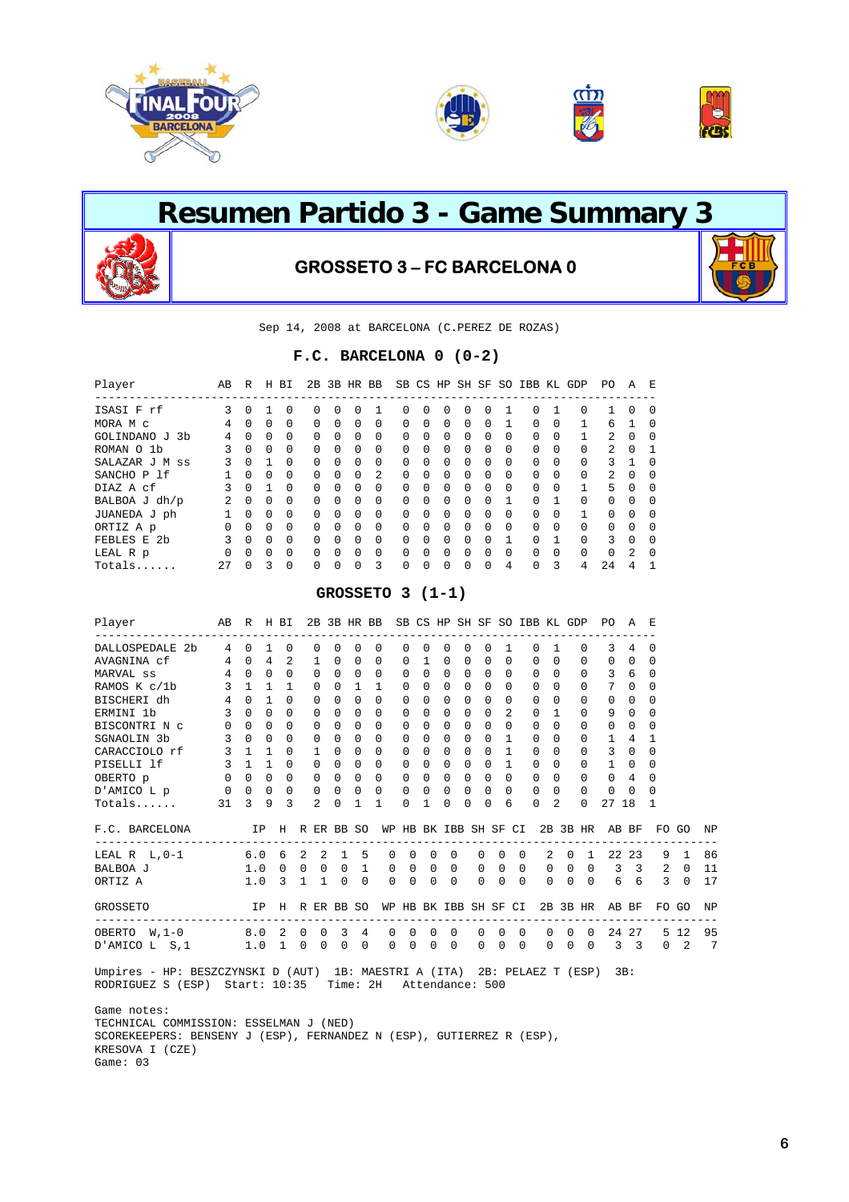# Resumen Partido 3 - Game Summary 3

## GROSSETO 3 – FC BARCELONA 0

Sep 14, 2008 at BARCELONA (C.PEREZ DE ROZAS)

### F.C. BARCELONA 0 (0-2)

| Player | AB | R | H | BI | 2B | 3B | HR | BB | SB | CS | HP | SH | SF | SO | IBB | KL | GDP | PO | A | E |
|---|---|---|---|---|---|---|---|---|---|---|---|---|---|---|---|---|---|---|---|---|
| ISASI F rf | 3 | 0 | 1 | 0 | 0 | 0 | 0 | 1 | 0 | 0 | 0 | 0 | 0 | 1 | 0 | 1 | 0 | 1 | 0 | 0 |
| MORA M c | 4 | 0 | 0 | 0 | 0 | 0 | 0 | 0 | 0 | 0 | 0 | 0 | 0 | 1 | 0 | 0 | 1 | 6 | 1 | 0 |
| GOLINDANO J 3b | 4 | 0 | 0 | 0 | 0 | 0 | 0 | 0 | 0 | 0 | 0 | 0 | 0 | 0 | 0 | 0 | 1 | 2 | 0 | 0 |
| ROMAN O 1b | 3 | 0 | 0 | 0 | 0 | 0 | 0 | 0 | 0 | 0 | 0 | 0 | 0 | 0 | 0 | 0 | 0 | 2 | 0 | 1 |
| SALAZAR J M ss | 3 | 0 | 1 | 0 | 0 | 0 | 0 | 0 | 0 | 0 | 0 | 0 | 0 | 0 | 0 | 0 | 0 | 3 | 1 | 0 |
| SANCHO P lf | 1 | 0 | 0 | 0 | 0 | 0 | 0 | 2 | 0 | 0 | 0 | 0 | 0 | 0 | 0 | 0 | 0 | 2 | 0 | 0 |
| DIAZ A cf | 3 | 0 | 1 | 0 | 0 | 0 | 0 | 0 | 0 | 0 | 0 | 0 | 0 | 0 | 0 | 0 | 1 | 5 | 0 | 0 |
| BALBOA J dh/p | 2 | 0 | 0 | 0 | 0 | 0 | 0 | 0 | 0 | 0 | 0 | 0 | 0 | 1 | 0 | 1 | 0 | 0 | 0 | 0 |
| JUANEDA J ph | 1 | 0 | 0 | 0 | 0 | 0 | 0 | 0 | 0 | 0 | 0 | 0 | 0 | 0 | 0 | 0 | 1 | 0 | 0 | 0 |
| ORTIZ A p | 0 | 0 | 0 | 0 | 0 | 0 | 0 | 0 | 0 | 0 | 0 | 0 | 0 | 0 | 0 | 0 | 0 | 0 | 0 | 0 |
| FEBLES E 2b | 3 | 0 | 0 | 0 | 0 | 0 | 0 | 0 | 0 | 0 | 0 | 0 | 0 | 1 | 0 | 1 | 0 | 3 | 0 | 0 |
| LEAL R p | 0 | 0 | 0 | 0 | 0 | 0 | 0 | 0 | 0 | 0 | 0 | 0 | 0 | 0 | 0 | 0 | 0 | 0 | 2 | 0 |
| Totals...... | 27 | 0 | 3 | 0 | 0 | 0 | 0 | 3 | 0 | 0 | 0 | 0 | 0 | 4 | 0 | 3 | 4 | 24 | 4 | 1 |

### GROSSETO 3 (1-1)

| Player | AB | R | H | BI | 2B | 3B | HR | BB | SB | CS | HP | SH | SF | SO | IBB | KL | GDP | PO | A | E |
|---|---|---|---|---|---|---|---|---|---|---|---|---|---|---|---|---|---|---|---|---|
| DALLOSPEDALE 2b | 4 | 0 | 1 | 0 | 0 | 0 | 0 | 0 | 0 | 0 | 0 | 0 | 0 | 1 | 0 | 1 | 0 | 3 | 4 | 0 |
| AVAGNINA cf | 4 | 0 | 4 | 2 | 1 | 0 | 0 | 0 | 0 | 1 | 0 | 0 | 0 | 0 | 0 | 0 | 0 | 0 | 0 | 0 |
| MARVAL ss | 4 | 0 | 0 | 0 | 0 | 0 | 0 | 0 | 0 | 0 | 0 | 0 | 0 | 0 | 0 | 0 | 0 | 3 | 6 | 0 |
| RAMOS K c/1b | 3 | 1 | 1 | 1 | 0 | 0 | 1 | 1 | 0 | 0 | 0 | 0 | 0 | 0 | 0 | 0 | 0 | 7 | 0 | 0 |
| BISCHERI dh | 4 | 0 | 1 | 0 | 0 | 0 | 0 | 0 | 0 | 0 | 0 | 0 | 0 | 0 | 0 | 0 | 0 | 0 | 0 | 0 |
| ERMINI 1b | 3 | 0 | 0 | 0 | 0 | 0 | 0 | 0 | 0 | 0 | 0 | 0 | 0 | 2 | 0 | 1 | 0 | 9 | 0 | 0 |
| BISCONTRI N c | 0 | 0 | 0 | 0 | 0 | 0 | 0 | 0 | 0 | 0 | 0 | 0 | 0 | 0 | 0 | 0 | 0 | 0 | 0 | 0 |
| SGNAOLIN 3b | 3 | 0 | 0 | 0 | 0 | 0 | 0 | 0 | 0 | 0 | 0 | 0 | 0 | 1 | 0 | 0 | 0 | 1 | 4 | 1 |
| CARACCIOLO rf | 3 | 1 | 1 | 0 | 1 | 0 | 0 | 0 | 0 | 0 | 0 | 0 | 0 | 1 | 0 | 0 | 0 | 3 | 0 | 0 |
| PISELLI lf | 3 | 1 | 1 | 0 | 0 | 0 | 0 | 0 | 0 | 0 | 0 | 0 | 0 | 1 | 0 | 0 | 0 | 1 | 0 | 0 |
| OBERTO p | 0 | 0 | 0 | 0 | 0 | 0 | 0 | 0 | 0 | 0 | 0 | 0 | 0 | 0 | 0 | 0 | 0 | 0 | 4 | 0 |
| D'AMICO L p | 0 | 0 | 0 | 0 | 0 | 0 | 0 | 0 | 0 | 0 | 0 | 0 | 0 | 0 | 0 | 0 | 0 | 0 | 0 | 0 |
| Totals...... | 31 | 3 | 9 | 3 | 2 | 0 | 1 | 1 | 0 | 1 | 0 | 0 | 0 | 6 | 0 | 2 | 0 | 27 | 18 | 1 |

| F.C. BARCELONA | IP | H | R | ER | BB | SO | WP | HB | BK | IBB | SH | SF | CI | 2B | 3B | HR | AB | BF | FO | GO | NP |
|---|---|---|---|---|---|---|---|---|---|---|---|---|---|---|---|---|---|---|---|---|---|
| LEAL R L,0-1 | 6.0 | 6 | 2 | 2 | 1 | 5 | 0 | 0 | 0 | 0 | 0 | 0 | 0 | 2 | 0 | 1 | 22 | 23 | 9 | 1 | 86 |
| BALBOA J | 1.0 | 0 | 0 | 0 | 0 | 1 | 0 | 0 | 0 | 0 | 0 | 0 | 0 | 0 | 0 | 0 | 3 | 3 | 2 | 0 | 11 |
| ORTIZ A | 1.0 | 3 | 1 | 1 | 0 | 0 | 0 | 0 | 0 | 0 | 0 | 0 | 0 | 0 | 0 | 0 | 6 | 6 | 3 | 0 | 17 |

| GROSSETO | IP | H | R | ER | BB | SO | WP | HB | BK | IBB | SH | SF | CI | 2B | 3B | HR | AB | BF | FO | GO | NP |
|---|---|---|---|---|---|---|---|---|---|---|---|---|---|---|---|---|---|---|---|---|---|
| OBERTO W,1-0 | 8.0 | 2 | 0 | 0 | 3 | 4 | 0 | 0 | 0 | 0 | 0 | 0 | 0 | 0 | 0 | 0 | 24 | 27 | 5 | 12 | 95 |
| D'AMICO L S,1 | 1.0 | 1 | 0 | 0 | 0 | 0 | 0 | 0 | 0 | 0 | 0 | 0 | 0 | 0 | 0 | 0 | 3 | 3 | 0 | 2 | 7 |

Umpires - HP: BESZCZYNSKI D (AUT) 1B: MAESTRI A (ITA) 2B: PELAEZ T (ESP) 3B: RODRIGUEZ S (ESP) Start: 10:35 Time: 2H Attendance: 500

Game notes:
TECHNICAL COMMISSION: ESSELMAN J (NED)
SCOREKEEPERS: BENSENY J (ESP), FERNANDEZ N (ESP), GUTIERREZ R (ESP), KRESOVA I (CZE)
Game: 03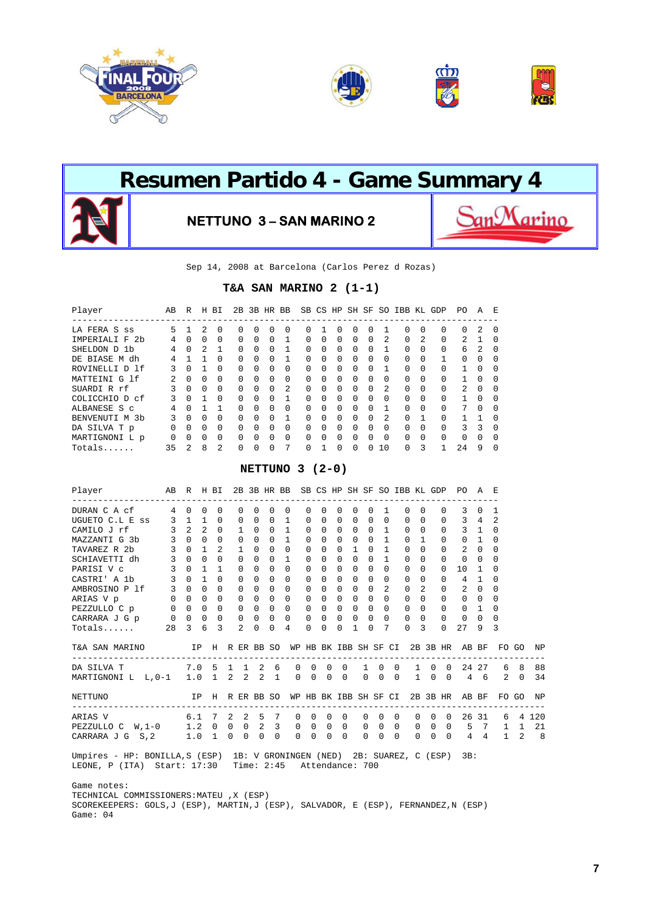# Resumen Partido 4 - Game Summary 4

**NETTUNO 3 – SAN MARINO 2**

Sep 14, 2008 at Barcelona (Carlos Perez d Rozas)

## T&A SAN MARINO 2 (1-1)

| Player | AB | R | H | BI | 2B | 3B | HR | BB | SB | CS | HP | SH | SF | SO | IBB | KL | GDP | PO | A | E |
|---|---|---|---|---|---|---|---|---|---|---|---|---|---|---|---|---|---|---|---|---|
| LA FERA S ss | 5 | 1 | 2 | 0 | 0 | 0 | 0 | 0 | 0 | 1 | 0 | 0 | 0 | 1 | 0 | 0 | 0 | 0 | 2 | 0 |
| IMPERIALI F 2b | 4 | 0 | 0 | 0 | 0 | 0 | 0 | 1 | 0 | 0 | 0 | 0 | 0 | 2 | 0 | 2 | 0 | 2 | 1 | 0 |
| SHELDON D 1b | 4 | 0 | 2 | 1 | 0 | 0 | 0 | 1 | 0 | 0 | 0 | 0 | 0 | 1 | 0 | 0 | 0 | 6 | 2 | 0 |
| DE BIASE M dh | 4 | 1 | 1 | 0 | 0 | 0 | 0 | 1 | 0 | 0 | 0 | 0 | 0 | 0 | 0 | 0 | 1 | 0 | 0 | 0 |
| ROVINELLI D lf | 3 | 0 | 1 | 0 | 0 | 0 | 0 | 0 | 0 | 0 | 0 | 0 | 0 | 1 | 0 | 0 | 0 | 1 | 0 | 0 |
| MATTEINI G lf | 2 | 0 | 0 | 0 | 0 | 0 | 0 | 0 | 0 | 0 | 0 | 0 | 0 | 0 | 0 | 0 | 0 | 1 | 0 | 0 |
| SUARDI R rf | 3 | 0 | 0 | 0 | 0 | 0 | 0 | 2 | 0 | 0 | 0 | 0 | 0 | 2 | 0 | 0 | 0 | 2 | 0 | 0 |
| COLICCHIO D cf | 3 | 0 | 1 | 0 | 0 | 0 | 0 | 1 | 0 | 0 | 0 | 0 | 0 | 0 | 0 | 0 | 0 | 1 | 0 | 0 |
| ALBANESE S c | 4 | 0 | 1 | 1 | 0 | 0 | 0 | 0 | 0 | 0 | 0 | 0 | 0 | 1 | 0 | 0 | 0 | 7 | 0 | 0 |
| BENVENUTI M 3b | 3 | 0 | 0 | 0 | 0 | 0 | 0 | 1 | 0 | 0 | 0 | 0 | 0 | 2 | 0 | 1 | 0 | 1 | 1 | 0 |
| DA SILVA T p | 0 | 0 | 0 | 0 | 0 | 0 | 0 | 0 | 0 | 0 | 0 | 0 | 0 | 0 | 0 | 0 | 0 | 3 | 3 | 0 |
| MARTIGNONI L p | 0 | 0 | 0 | 0 | 0 | 0 | 0 | 0 | 0 | 0 | 0 | 0 | 0 | 0 | 0 | 0 | 0 | 0 | 0 | 0 |
| Totals...... | 35 | 2 | 8 | 2 | 0 | 0 | 0 | 7 | 0 | 1 | 0 | 0 | 0 | 10 | 0 | 3 | 1 | 24 | 9 | 0 |

## NETTUNO 3 (2-0)

| Player | AB | R | H | BI | 2B | 3B | HR | BB | SB | CS | HP | SH | SF | SO | IBB | KL | GDP | PO | A | E |
|---|---|---|---|---|---|---|---|---|---|---|---|---|---|---|---|---|---|---|---|---|
| DURAN C A cf | 4 | 0 | 0 | 0 | 0 | 0 | 0 | 0 | 0 | 0 | 0 | 0 | 0 | 1 | 0 | 0 | 0 | 3 | 0 | 1 |
| UGUETO C.L E ss | 3 | 1 | 1 | 0 | 0 | 0 | 0 | 1 | 0 | 0 | 0 | 0 | 0 | 0 | 0 | 0 | 0 | 3 | 4 | 2 |
| CAMILO J rf | 3 | 2 | 2 | 0 | 1 | 0 | 0 | 1 | 0 | 0 | 0 | 0 | 0 | 1 | 0 | 0 | 0 | 3 | 1 | 0 |
| MAZZANTI G 3b | 3 | 0 | 0 | 0 | 0 | 0 | 0 | 1 | 0 | 0 | 0 | 0 | 0 | 1 | 0 | 1 | 0 | 0 | 1 | 0 |
| TAVAREZ R 2b | 3 | 0 | 1 | 2 | 1 | 0 | 0 | 0 | 0 | 0 | 0 | 1 | 0 | 1 | 0 | 0 | 0 | 2 | 0 | 0 |
| SCHIAVETTI dh | 3 | 0 | 0 | 0 | 0 | 0 | 0 | 1 | 0 | 0 | 0 | 0 | 0 | 1 | 0 | 0 | 0 | 0 | 0 | 0 |
| PARISI V c | 3 | 0 | 1 | 1 | 0 | 0 | 0 | 0 | 0 | 0 | 0 | 0 | 0 | 0 | 0 | 0 | 0 | 10 | 1 | 0 |
| CASTRI' A 1b | 3 | 0 | 1 | 0 | 0 | 0 | 0 | 0 | 0 | 0 | 0 | 0 | 0 | 0 | 0 | 0 | 0 | 4 | 1 | 0 |
| AMBROSINO P lf | 3 | 0 | 0 | 0 | 0 | 0 | 0 | 0 | 0 | 0 | 0 | 0 | 0 | 2 | 0 | 2 | 0 | 2 | 0 | 0 |
| ARIAS V p | 0 | 0 | 0 | 0 | 0 | 0 | 0 | 0 | 0 | 0 | 0 | 0 | 0 | 0 | 0 | 0 | 0 | 0 | 0 | 0 |
| PEZZULLO C p | 0 | 0 | 0 | 0 | 0 | 0 | 0 | 0 | 0 | 0 | 0 | 0 | 0 | 0 | 0 | 0 | 0 | 0 | 1 | 0 |
| CARRARA J G p | 0 | 0 | 0 | 0 | 0 | 0 | 0 | 0 | 0 | 0 | 0 | 0 | 0 | 0 | 0 | 0 | 0 | 0 | 0 | 0 |
| Totals...... | 28 | 3 | 6 | 3 | 2 | 0 | 0 | 4 | 0 | 0 | 0 | 1 | 0 | 7 | 0 | 3 | 0 | 27 | 9 | 3 |

| T&A SAN MARINO | IP | H | R | ER | BB | SO | WP | HB | BK | IBB | SH | SF | CI | 2B | 3B | HR | AB | BF | FO | GO | NP |
|---|---|---|---|---|---|---|---|---|---|---|---|---|---|---|---|---|---|---|---|---|---|
| DA SILVA T | 7.0 | 5 | 1 | 1 | 2 | 6 | 0 | 0 | 0 | 0 | 1 | 0 | 0 | 1 | 0 | 0 | 24 | 27 | 6 | 8 | 88 |
| MARTIGNONI L L,0-1 | 1.0 | 1 | 2 | 2 | 2 | 1 | 0 | 0 | 0 | 0 | 0 | 0 | 0 | 1 | 0 | 0 | 4 | 6 | 2 | 0 | 34 |

| NETTUNO | IP | H | R | ER | BB | SO | WP | HB | BK | IBB | SH | SF | CI | 2B | 3B | HR | AB | BF | FO | GO | NP |
|---|---|---|---|---|---|---|---|---|---|---|---|---|---|---|---|---|---|---|---|---|---|
| ARIAS V | 6.1 | 7 | 2 | 2 | 5 | 7 | 0 | 0 | 0 | 0 | 0 | 0 | 0 | 0 | 0 | 0 | 26 | 31 | 6 | 4 | 120 |
| PEZZULLO C W,1-0 | 1.2 | 0 | 0 | 0 | 2 | 3 | 0 | 0 | 0 | 0 | 0 | 0 | 0 | 0 | 0 | 0 | 5 | 7 | 1 | 1 | 21 |
| CARRARA J G S,2 | 1.0 | 1 | 0 | 0 | 0 | 0 | 0 | 0 | 0 | 0 | 0 | 0 | 0 | 0 | 0 | 0 | 4 | 4 | 1 | 2 | 8 |

Umpires - HP: BONILLA,S (ESP) 1B: V GRONINGEN (NED) 2B: SUAREZ, C (ESP) 3B: LEONE, P (ITA) Start: 17:30 Time: 2:45 Attendance: 700

Game notes:
TECHNICAL COMMISSIONERS:MATEU ,X (ESP)
SCOREKEEPERS: GOLS,J (ESP), MARTIN,J (ESP), SALVADOR, E (ESP), FERNANDEZ,N (ESP)
Game: 04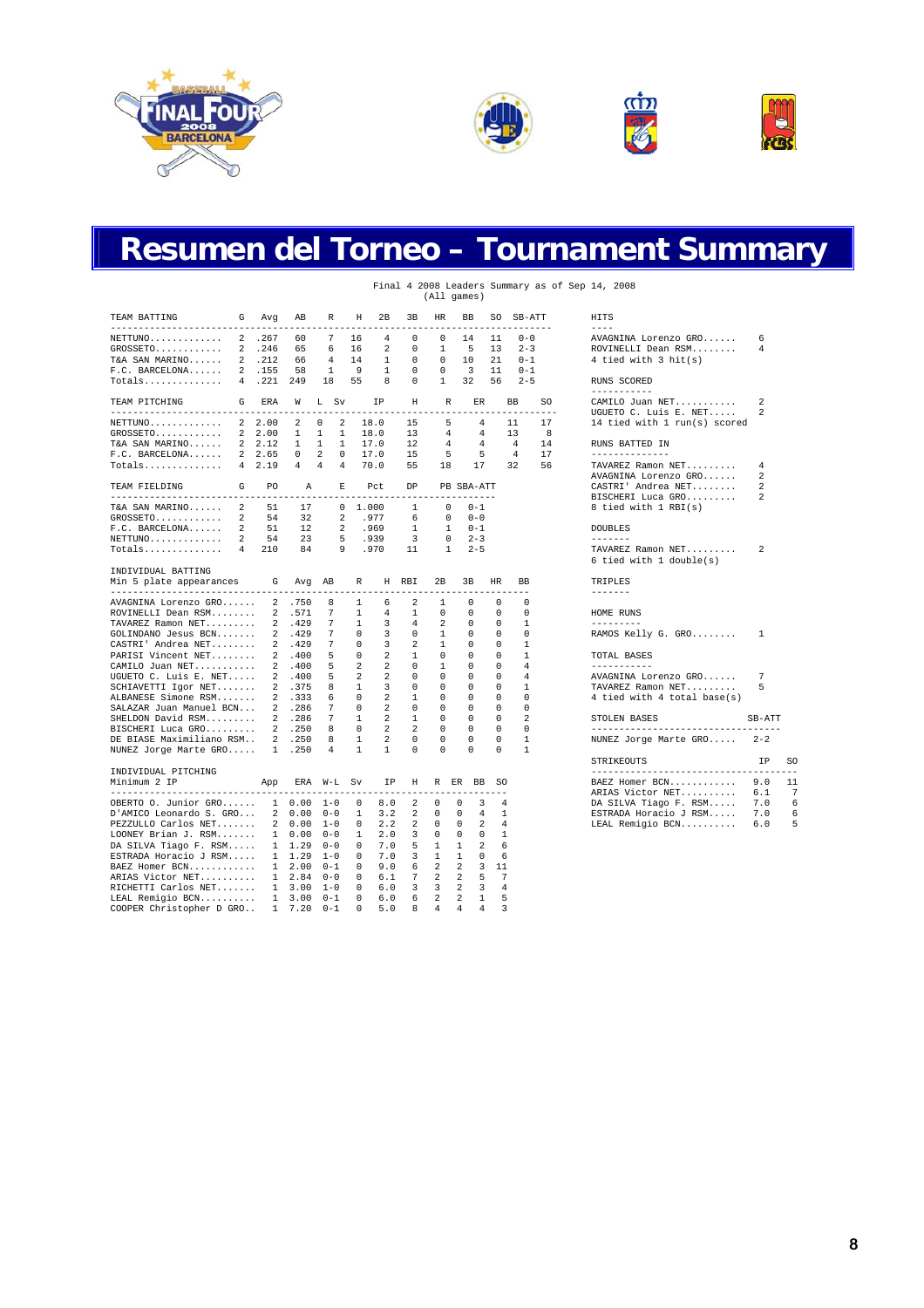# Resumen del Torneo – Tournament Summary

Final 4 2008 Leaders Summary as of Sep 14, 2008
(All games)

| TEAM BATTING | G | Avg | AB | R | H | 2B | 3B | HR | BB | SO | SB-ATT |
|---|---|---|---|---|---|---|---|---|---|---|---|
| NETTUNO | 2 | .267 | 60 | 7 | 16 | 4 | 0 | 0 | 14 | 11 | 0-0 |
| GROSSETO | 2 | .246 | 65 | 6 | 16 | 2 | 0 | 1 | 5 | 13 | 2-3 |
| T&A SAN MARINO | 2 | .212 | 66 | 4 | 14 | 1 | 0 | 0 | 10 | 21 | 0-1 |
| F.C. BARCELONA | 2 | .155 | 58 | 1 | 9 | 1 | 0 | 0 | 3 | 11 | 0-1 |
| Totals | 4 | .221 | 249 | 18 | 55 | 8 | 0 | 1 | 32 | 56 | 2-5 |

| TEAM PITCHING | G | ERA | W | L | Sv | IP | H | R | ER | BB | SO |
|---|---|---|---|---|---|---|---|---|---|---|---|
| NETTUNO | 2 | 2.00 | 2 | 0 | 2 | 18.0 | 15 | 5 | 4 | 11 | 17 |
| GROSSETO | 2 | 2.00 | 1 | 1 | 1 | 18.0 | 13 | 4 | 4 | 13 | 8 |
| T&A SAN MARINO | 2 | 2.12 | 1 | 1 | 1 | 17.0 | 12 | 4 | 4 | 4 | 14 |
| F.C. BARCELONA | 2 | 2.65 | 0 | 2 | 0 | 17.0 | 15 | 5 | 5 | 4 | 17 |
| Totals | 4 | 2.19 | 4 | 4 | 4 | 70.0 | 55 | 18 | 17 | 32 | 56 |

| TEAM FIELDING | G | PO | A | E | Pct | DP | PB | SBA-ATT |
|---|---|---|---|---|---|---|---|---|
| T&A SAN MARINO | 2 | 51 | 17 | 0 | 1.000 | 1 | 0 | 0-1 |
| GROSSETO | 2 | 54 | 32 | 2 | .977 | 6 | 0 | 0-0 |
| F.C. BARCELONA | 2 | 51 | 12 | 2 | .969 | 1 | 1 | 0-1 |
| NETTUNO | 2 | 54 | 23 | 5 | .939 | 3 | 0 | 2-3 |
| Totals | 4 | 210 | 84 | 9 | .970 | 11 | 1 | 2-5 |

INDIVIDUAL BATTING
Min 5 plate appearances

| Player | G | Avg | AB | R | H | RBI | 2B | 3B | HR | BB |
|---|---|---|---|---|---|---|---|---|---|---|
| AVAGNINA Lorenzo GRO | 2 | .750 | 8 | 1 | 6 | 2 | 1 | 0 | 0 | 0 |
| ROVINELLI Dean RSM | 2 | .571 | 7 | 1 | 4 | 1 | 0 | 0 | 0 | 0 |
| TAVAREZ Ramon NET | 2 | .429 | 7 | 1 | 3 | 4 | 2 | 0 | 0 | 1 |
| GOLINDANO Jesus BCN | 2 | .429 | 7 | 0 | 3 | 0 | 1 | 0 | 0 | 0 |
| CASTRI' Andrea NET | 2 | .429 | 7 | 0 | 3 | 2 | 1 | 0 | 0 | 1 |
| PARISI Vincent NET | 2 | .400 | 5 | 0 | 2 | 1 | 0 | 0 | 0 | 1 |
| CAMILO Juan NET | 2 | .400 | 5 | 2 | 2 | 0 | 1 | 0 | 0 | 4 |
| UGUETO C. Luis E. NET | 2 | .400 | 5 | 2 | 2 | 0 | 0 | 0 | 0 | 4 |
| SCHIAVETTI Igor NET | 2 | .375 | 8 | 1 | 3 | 0 | 0 | 0 | 0 | 1 |
| ALBANESE Simone RSM | 2 | .333 | 6 | 0 | 2 | 1 | 0 | 0 | 0 | 0 |
| SALAZAR Juan Manuel BCN | 2 | .286 | 7 | 0 | 2 | 0 | 0 | 0 | 0 | 0 |
| SHELDON David RSM | 2 | .286 | 7 | 1 | 2 | 1 | 0 | 0 | 0 | 2 |
| BISCHERI Luca GRO | 2 | .250 | 8 | 0 | 2 | 2 | 0 | 0 | 0 | 0 |
| DE BIASE Maximiliano RSM | 2 | .250 | 8 | 1 | 2 | 0 | 0 | 0 | 0 | 1 |
| NUNEZ Jorge Marte GRO | 1 | .250 | 4 | 1 | 1 | 0 | 0 | 0 | 0 | 1 |

INDIVIDUAL PITCHING
Minimum 2 IP

| Player | App | ERA | W-L | Sv | IP | H | R | ER | BB | SO |
|---|---|---|---|---|---|---|---|---|---|---|
| OBERTO O. Junior GRO | 1 | 0.00 | 1-0 | 0 | 8.0 | 2 | 0 | 0 | 3 | 4 |
| D'AMICO Leonardo S. GRO | 2 | 0.00 | 0-0 | 1 | 3.2 | 2 | 0 | 0 | 4 | 1 |
| PEZZULLO Carlos NET | 2 | 0.00 | 1-0 | 0 | 2.2 | 2 | 0 | 0 | 2 | 4 |
| LOONEY Brian J. RSM | 1 | 0.00 | 0-0 | 1 | 2.0 | 3 | 0 | 0 | 0 | 1 |
| DA SILVA Tiago F. RSM | 1 | 1.29 | 0-0 | 0 | 7.0 | 5 | 1 | 1 | 2 | 6 |
| ESTRADA Horacio J RSM | 1 | 1.29 | 1-0 | 0 | 7.0 | 3 | 1 | 1 | 0 | 6 |
| BAEZ Homer BCN | 1 | 2.00 | 0-1 | 0 | 9.0 | 6 | 2 | 2 | 3 | 11 |
| ARIAS Victor NET | 1 | 2.84 | 0-0 | 0 | 6.1 | 7 | 2 | 2 | 5 | 7 |
| RICHETTI Carlos NET | 1 | 3.00 | 1-0 | 0 | 6.0 | 3 | 3 | 2 | 3 | 4 |
| LEAL Remigio BCN | 1 | 3.00 | 0-1 | 0 | 6.0 | 6 | 2 | 2 | 1 | 5 |
| COOPER Christopher D GRO | 1 | 7.20 | 0-1 | 0 | 5.0 | 8 | 4 | 4 | 4 | 3 |

**HITS**

| Player | H |
|---|---|
| AVAGNINA Lorenzo GRO | 6 |
| ROVINELLI Dean RSM | 4 |
| 4 tied with 3 hit(s) | |

**RUNS SCORED**

| Player | R |
|---|---|
| CAMILO Juan NET | 2 |
| UGUETO C. Luis E. NET | 2 |
| 14 tied with 1 run(s) scored | |

**RUNS BATTED IN**

| Player | RBI |
|---|---|
| TAVAREZ Ramon NET | 4 |
| AVAGNINA Lorenzo GRO | 2 |
| CASTRI' Andrea NET | 2 |
| BISCHERI Luca GRO | 2 |
| 8 tied with 1 RBI(s) | |

**DOUBLES**

| Player | 2B |
|---|---|
| TAVAREZ Ramon NET | 2 |
| 6 tied with 1 double(s) | |

**TRIPLES**

**HOME RUNS**

| Player | HR |
|---|---|
| RAMOS Kelly G. GRO | 1 |

**TOTAL BASES**

| Player | TB |
|---|---|
| AVAGNINA Lorenzo GRO | 7 |
| TAVAREZ Ramon NET | 5 |
| 4 tied with 4 total base(s) | |

**STOLEN BASES**

| Player | SB-ATT |
|---|---|
| NUNEZ Jorge Marte GRO | 2-2 |

**STRIKEOUTS**

| Player | IP | SO |
|---|---|---|
| BAEZ Homer BCN | 9.0 | 11 |
| ARIAS Victor NET | 6.1 | 7 |
| DA SILVA Tiago F. RSM | 7.0 | 6 |
| ESTRADA Horacio J RSM | 7.0 | 6 |
| LEAL Remigio BCN | 6.0 | 5 |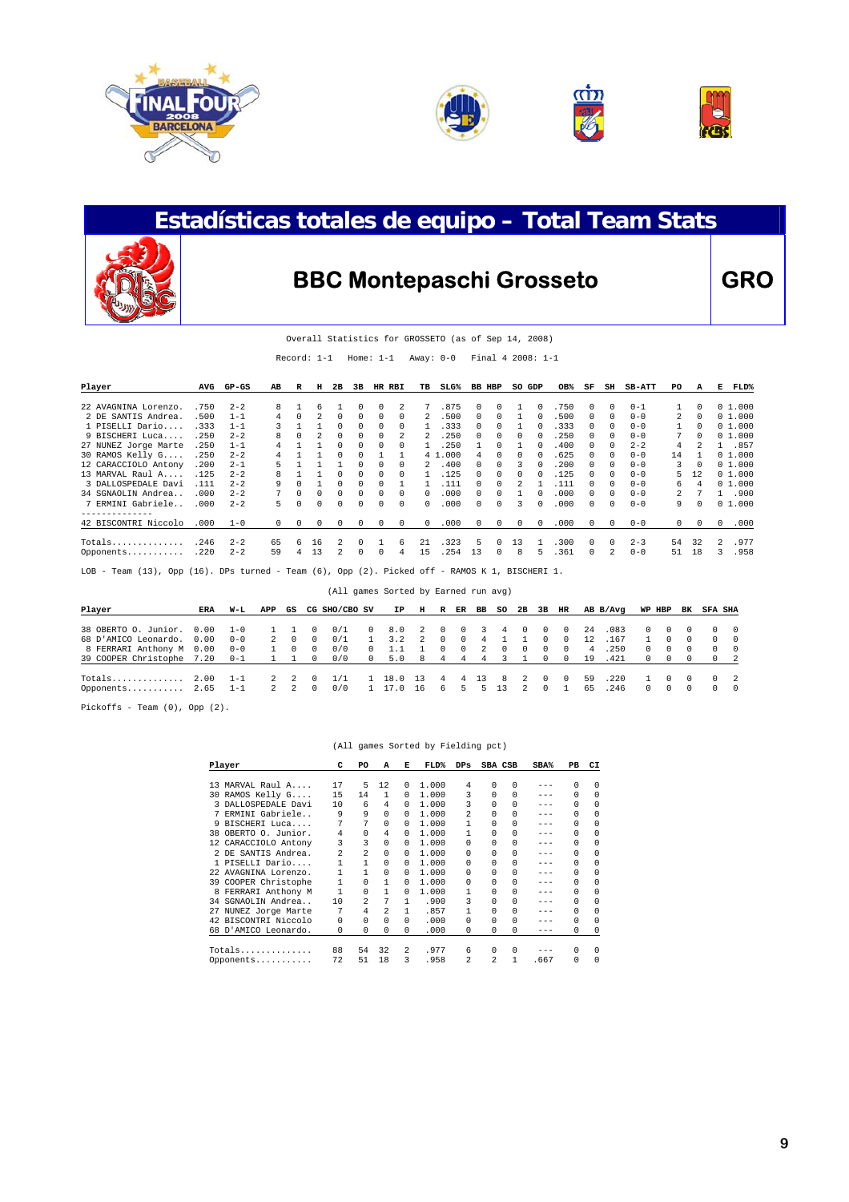# Estadísticas totales de equipo - Total Team Stats

## BBC Montepaschi Grosseto

**GRO**

Overall Statistics for GROSSETO (as of Sep 14, 2008)

Record: 1-1 Home: 1-1 Away: 0-0 Final 4 2008: 1-1

| Player | AVG | GP-GS | AB | R | H | 2B | 3B | HR | RBI | TB | SLG% | BB | HBP | SO | GDP | OB% | SF | SH | SB-ATT | PO | A | E | FLD% |
|---|---|---|---|---|---|---|---|---|---|---|---|---|---|---|---|---|---|---|---|---|---|---|---|
| 22 AVAGNINA Lorenzo. | .750 | 2-2 | 8 | 1 | 6 | 1 | 0 | 0 | 2 | 7 | .875 | 0 | 0 | 1 | 0 | .750 | 0 | 0 | 0-1 | 1 | 0 | 0 | 1.000 |
| 2 DE SANTIS Andrea. | .500 | 1-1 | 4 | 0 | 2 | 0 | 0 | 0 | 0 | 2 | .500 | 0 | 0 | 1 | 0 | .500 | 0 | 0 | 0-0 | 2 | 0 | 0 | 1.000 |
| 1 PISELLI Dario.... | .333 | 1-1 | 3 | 1 | 1 | 0 | 0 | 0 | 0 | 1 | .333 | 0 | 0 | 1 | 0 | .333 | 0 | 0 | 0-0 | 1 | 0 | 0 | 1.000 |
| 9 BISCHERI Luca.... | .250 | 2-2 | 8 | 0 | 2 | 0 | 0 | 0 | 2 | 2 | .250 | 0 | 0 | 0 | 0 | .250 | 0 | 0 | 0-0 | 7 | 0 | 0 | 1.000 |
| 27 NUNEZ Jorge Marte | .250 | 1-1 | 4 | 1 | 1 | 0 | 0 | 0 | 0 | 1 | .250 | 1 | 0 | 1 | 0 | .400 | 0 | 0 | 2-2 | 4 | 2 | 1 | .857 |
| 30 RAMOS Kelly G.... | .250 | 2-2 | 4 | 1 | 1 | 0 | 0 | 1 | 1 | 4 | 1.000 | 4 | 0 | 0 | 0 | .625 | 0 | 0 | 0-0 | 14 | 1 | 0 | 1.000 |
| 12 CARACCIOLO Antony | .200 | 2-1 | 5 | 1 | 1 | 1 | 0 | 0 | 0 | 2 | .400 | 0 | 0 | 3 | 0 | .200 | 0 | 0 | 0-0 | 3 | 0 | 0 | 1.000 |
| 13 MARVAL Raul A.... | .125 | 2-2 | 8 | 1 | 1 | 0 | 0 | 0 | 0 | 1 | .125 | 0 | 0 | 0 | 0 | .125 | 0 | 0 | 0-0 | 5 | 12 | 0 | 1.000 |
| 3 DALLOSPEDALE Davi | .111 | 2-2 | 9 | 0 | 1 | 0 | 0 | 0 | 1 | 1 | .111 | 0 | 0 | 2 | 1 | .111 | 0 | 0 | 0-0 | 6 | 4 | 0 | 1.000 |
| 34 SGNAOLIN Andrea.. | .000 | 2-2 | 7 | 0 | 0 | 0 | 0 | 0 | 0 | 0 | .000 | 0 | 0 | 1 | 0 | .000 | 0 | 0 | 0-0 | 2 | 7 | 1 | .900 |
| 7 ERMINI Gabriele.. | .000 | 2-2 | 5 | 0 | 0 | 0 | 0 | 0 | 0 | 0 | .000 | 0 | 0 | 3 | 0 | .000 | 0 | 0 | 0-0 | 9 | 0 | 0 | 1.000 |
| 42 BISCONTRI Niccolo | .000 | 1-0 | 0 | 0 | 0 | 0 | 0 | 0 | 0 | 0 | .000 | 0 | 0 | 0 | 0 | .000 | 0 | 0 | 0-0 | 0 | 0 | 0 | .000 |
| Totals.............. | .246 | 2-2 | 65 | 6 | 16 | 2 | 0 | 1 | 6 | 21 | .323 | 5 | 0 | 13 | 1 | .300 | 0 | 0 | 2-3 | 54 | 32 | 2 | .977 |
| Opponents........... | .220 | 2-2 | 59 | 4 | 13 | 2 | 0 | 0 | 4 | 15 | .254 | 13 | 0 | 8 | 5 | .361 | 0 | 2 | 0-0 | 51 | 18 | 3 | .958 |

LOB - Team (13), Opp (16). DPs turned - Team (6), Opp (2). Picked off - RAMOS K 1, BISCHERI 1.

(All games Sorted by Earned run avg)

| Player | ERA | W-L | APP | GS | CG | SHO/CBO | SV | IP | H | R | ER | BB | SO | 2B | 3B | HR | AB | B/Avg | WP | HBP | BK | SFA | SHA |
|---|---|---|---|---|---|---|---|---|---|---|---|---|---|---|---|---|---|---|---|---|---|---|---|
| 38 OBERTO O. Junior. | 0.00 | 1-0 | 1 | 1 | 0 | 0/1 | 0 | 8.0 | 2 | 0 | 0 | 3 | 4 | 0 | 0 | 0 | 24 | .083 | 0 | 0 | 0 | 0 | 0 |
| 68 D'AMICO Leonardo. | 0.00 | 0-0 | 2 | 0 | 0 | 0/1 | 1 | 3.2 | 2 | 0 | 0 | 4 | 1 | 1 | 0 | 0 | 12 | .167 | 1 | 0 | 0 | 0 | 0 |
| 8 FERRARI Anthony M | 0.00 | 0-0 | 1 | 0 | 0 | 0/0 | 0 | 1.1 | 1 | 0 | 0 | 2 | 0 | 0 | 0 | 0 | 4 | .250 | 0 | 0 | 0 | 0 | 0 |
| 39 COOPER Christophe | 7.20 | 0-1 | 1 | 1 | 0 | 0/0 | 0 | 5.0 | 8 | 4 | 4 | 4 | 3 | 1 | 0 | 0 | 19 | .421 | 0 | 0 | 0 | 0 | 2 |
| Totals.............. | 2.00 | 1-1 | 2 | 2 | 0 | 1/1 | 1 | 18.0 | 13 | 4 | 4 | 13 | 8 | 2 | 0 | 0 | 59 | .220 | 1 | 0 | 0 | 0 | 2 |
| Opponents........... | 2.65 | 1-1 | 2 | 2 | 0 | 0/0 | 1 | 17.0 | 16 | 6 | 5 | 5 | 13 | 2 | 0 | 1 | 65 | .246 | 0 | 0 | 0 | 0 | 0 |

Pickoffs - Team (0), Opp (2).

(All games Sorted by Fielding pct)

| Player | C | PO | A | E | FLD% | DPs | SBA | CSB | SBA% | PB | CI |
|---|---|---|---|---|---|---|---|---|---|---|---|
| 13 MARVAL Raul A.... | 17 | 5 | 12 | 0 | 1.000 | 4 | 0 | 0 | --- | 0 | 0 |
| 30 RAMOS Kelly G.... | 15 | 14 | 1 | 0 | 1.000 | 3 | 0 | 0 | --- | 0 | 0 |
| 3 DALLOSPEDALE Davi | 10 | 6 | 4 | 0 | 1.000 | 3 | 0 | 0 | --- | 0 | 0 |
| 7 ERMINI Gabriele.. | 9 | 9 | 0 | 0 | 1.000 | 2 | 0 | 0 | --- | 0 | 0 |
| 9 BISCHERI Luca.... | 7 | 7 | 0 | 0 | 1.000 | 1 | 0 | 0 | --- | 0 | 0 |
| 38 OBERTO O. Junior. | 4 | 0 | 4 | 0 | 1.000 | 1 | 0 | 0 | --- | 0 | 0 |
| 12 CARACCIOLO Antony | 3 | 3 | 0 | 0 | 1.000 | 0 | 0 | 0 | --- | 0 | 0 |
| 2 DE SANTIS Andrea. | 2 | 2 | 0 | 0 | 1.000 | 0 | 0 | 0 | --- | 0 | 0 |
| 1 PISELLI Dario.... | 1 | 1 | 0 | 0 | 1.000 | 0 | 0 | 0 | --- | 0 | 0 |
| 22 AVAGNINA Lorenzo. | 1 | 1 | 0 | 0 | 1.000 | 0 | 0 | 0 | --- | 0 | 0 |
| 39 COOPER Christophe | 1 | 0 | 1 | 0 | 1.000 | 0 | 0 | 0 | --- | 0 | 0 |
| 8 FERRARI Anthony M | 1 | 0 | 1 | 0 | 1.000 | 1 | 0 | 0 | --- | 0 | 0 |
| 34 SGNAOLIN Andrea.. | 10 | 2 | 7 | 1 | .900 | 3 | 0 | 0 | --- | 0 | 0 |
| 27 NUNEZ Jorge Marte | 7 | 4 | 2 | 1 | .857 | 1 | 0 | 0 | --- | 0 | 0 |
| 42 BISCONTRI Niccolo | 0 | 0 | 0 | 0 | .000 | 0 | 0 | 0 | --- | 0 | 0 |
| 68 D'AMICO Leonardo. | 0 | 0 | 0 | 0 | .000 | 0 | 0 | 0 | --- | 0 | 0 |
| Totals.............. | 88 | 54 | 32 | 2 | .977 | 6 | 0 | 0 | --- | 0 | 0 |
| Opponents........... | 72 | 51 | 18 | 3 | .958 | 2 | 2 | 1 | .667 | 0 | 0 |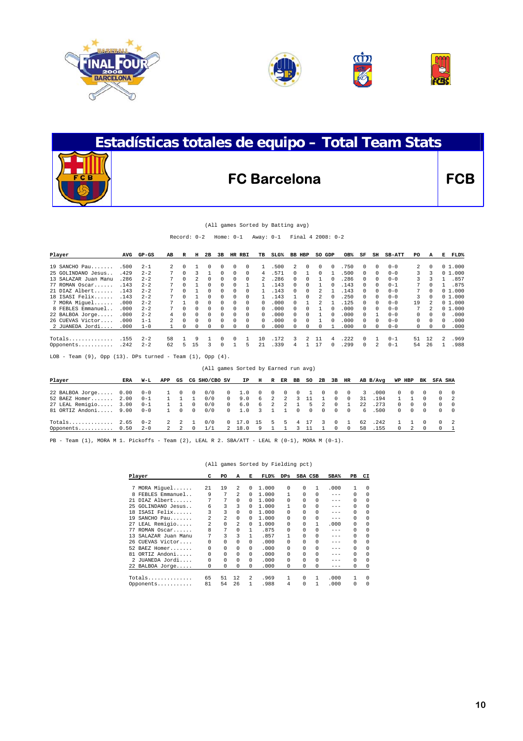# Estadísticas totales de equipo – Total Team Stats

## FC Barcelona — FCB

(All games Sorted by Batting avg)

Record: 0-2 Home: 0-1 Away: 0-1 Final 4 2008: 0-2

| Player | AVG | GP-GS | AB | R | H | 2B | 3B | HR | RBI | TB | SLG% | BB | HBP | SO | GDP | OB% | SF | SH | SB-ATT | PO | A | E | FLD% |
|---|---|---|---|---|---|---|---|---|---|---|---|---|---|---|---|---|---|---|---|---|---|---|---|
| 19 SANCHO Pau | .500 | 2-1 | 2 | 0 | 1 | 0 | 0 | 0 | 0 | 1 | .500 | 2 | 0 | 0 | 0 | .750 | 0 | 0 | 0-0 | 2 | 0 | 0 | 1.000 |
| 25 GOLINDANO Jesus | .429 | 2-2 | 7 | 0 | 3 | 1 | 0 | 0 | 0 | 4 | .571 | 0 | 1 | 0 | 1 | .500 | 0 | 0 | 0-0 | 3 | 3 | 0 | 1.000 |
| 13 SALAZAR Juan Manu | .286 | 2-2 | 7 | 0 | 2 | 0 | 0 | 0 | 0 | 2 | .286 | 0 | 0 | 1 | 0 | .286 | 0 | 0 | 0-0 | 3 | 3 | 1 | .857 |
| 77 ROMAN Oscar | .143 | 2-2 | 7 | 0 | 1 | 0 | 0 | 0 | 1 | 1 | .143 | 0 | 0 | 1 | 0 | .143 | 0 | 0 | 0-1 | 7 | 0 | 1 | .875 |
| 21 DIAZ Albert | .143 | 2-2 | 7 | 0 | 1 | 0 | 0 | 0 | 0 | 1 | .143 | 0 | 0 | 2 | 1 | .143 | 0 | 0 | 0-0 | 7 | 0 | 0 | 1.000 |
| 18 ISASI Felix | .143 | 2-2 | 7 | 0 | 1 | 0 | 0 | 0 | 0 | 1 | .143 | 1 | 0 | 2 | 0 | .250 | 0 | 0 | 0-0 | 3 | 0 | 0 | 1.000 |
| 7 MORA Miguel | .000 | 2-2 | 7 | 1 | 0 | 0 | 0 | 0 | 0 | 0 | .000 | 0 | 1 | 2 | 1 | .125 | 0 | 0 | 0-0 | 19 | 2 | 0 | 1.000 |
| 8 FEBLES Emmanuel | .000 | 2-2 | 7 | 0 | 0 | 0 | 0 | 0 | 0 | 0 | .000 | 0 | 0 | 1 | 0 | .000 | 0 | 0 | 0-0 | 7 | 2 | 0 | 1.000 |
| 22 BALBOA Jorge | .000 | 2-2 | 4 | 0 | 0 | 0 | 0 | 0 | 0 | 0 | .000 | 0 | 0 | 1 | 0 | .000 | 0 | 1 | 0-0 | 0 | 0 | 0 | .000 |
| 26 CUEVAS Victor | .000 | 1-1 | 2 | 0 | 0 | 0 | 0 | 0 | 0 | 0 | .000 | 0 | 0 | 1 | 0 | .000 | 0 | 0 | 0-0 | 0 | 0 | 0 | .000 |
| 2 JUANEDA Jordi | .000 | 1-0 | 1 | 0 | 0 | 0 | 0 | 0 | 0 | 0 | .000 | 0 | 0 | 0 | 1 | .000 | 0 | 0 | 0-0 | 0 | 0 | 0 | .000 |
| Totals | .155 | 2-2 | 58 | 1 | 9 | 1 | 0 | 0 | 1 | 10 | .172 | 3 | 2 | 11 | 4 | .222 | 0 | 1 | 0-1 | 51 | 12 | 2 | .969 |
| Opponents | .242 | 2-2 | 62 | 5 | 15 | 3 | 0 | 1 | 5 | 21 | .339 | 4 | 1 | 17 | 0 | .299 | 0 | 2 | 0-1 | 54 | 26 | 1 | .988 |

LOB - Team (9), Opp (13). DPs turned - Team (1), Opp (4).

(All games Sorted by Earned run avg)

| Player | ERA | W-L | APP | GS | CG | SHO/CBO | SV | IP | H | R | ER | BB | SO | 2B | 3B | HR | AB | B/Avg | WP | HBP | BK | SFA | SHA |
|---|---|---|---|---|---|---|---|---|---|---|---|---|---|---|---|---|---|---|---|---|---|---|---|
| 22 BALBOA Jorge | 0.00 | 0-0 | 1 | 0 | 0 | 0/0 | 0 | 1.0 | 0 | 0 | 0 | 0 | 1 | 0 | 0 | 0 | 3 | .000 | 0 | 0 | 0 | 0 | 0 |
| 52 BAEZ Homer | 2.00 | 0-1 | 1 | 1 | 1 | 0/0 | 0 | 9.0 | 6 | 2 | 2 | 3 | 11 | 1 | 0 | 0 | 31 | .194 | 1 | 1 | 0 | 0 | 2 |
| 27 LEAL Remigio | 3.00 | 0-1 | 1 | 1 | 0 | 0/0 | 0 | 6.0 | 6 | 2 | 2 | 1 | 5 | 2 | 0 | 1 | 22 | .273 | 0 | 0 | 0 | 0 | 0 |
| 81 ORTIZ Andoni | 9.00 | 0-0 | 1 | 0 | 0 | 0/0 | 0 | 1.0 | 3 | 1 | 1 | 0 | 0 | 0 | 0 | 0 | 6 | .500 | 0 | 0 | 0 | 0 | 0 |
| Totals | 2.65 | 0-2 | 2 | 2 | 1 | 0/0 | 0 | 17.0 | 15 | 5 | 5 | 4 | 17 | 3 | 0 | 1 | 62 | .242 | 1 | 1 | 0 | 0 | 2 |
| Opponents | 0.50 | 2-0 | 2 | 2 | 0 | 1/1 | 2 | 18.0 | 9 | 1 | 1 | 3 | 11 | 1 | 0 | 0 | 58 | .155 | 0 | 2 | 0 | 0 | 1 |

PB - Team (1), MORA M 1. Pickoffs - Team (2), LEAL R 2. SBA/ATT - LEAL R (0-1), MORA M (0-1).

(All games Sorted by Fielding pct)

| Player | C | PO | A | E | FLD% | DPs | SBA | CSB | SBA% | PB | CI |
|---|---|---|---|---|---|---|---|---|---|---|---|
| 7 MORA Miguel | 21 | 19 | 2 | 0 | 1.000 | 0 | 0 | 1 | .000 | 1 | 0 |
| 8 FEBLES Emmanuel | 9 | 7 | 2 | 0 | 1.000 | 1 | 0 | 0 | --- | 0 | 0 |
| 21 DIAZ Albert | 7 | 7 | 0 | 0 | 1.000 | 0 | 0 | 0 | --- | 0 | 0 |
| 25 GOLINDANO Jesus | 6 | 3 | 3 | 0 | 1.000 | 1 | 0 | 0 | --- | 0 | 0 |
| 18 ISASI Felix | 3 | 3 | 0 | 0 | 1.000 | 0 | 0 | 0 | --- | 0 | 0 |
| 19 SANCHO Pau | 2 | 2 | 0 | 0 | 1.000 | 0 | 0 | 0 | --- | 0 | 0 |
| 27 LEAL Remigio | 2 | 0 | 2 | 0 | 1.000 | 0 | 0 | 1 | .000 | 0 | 0 |
| 77 ROMAN Oscar | 8 | 7 | 0 | 1 | .875 | 0 | 0 | 0 | --- | 0 | 0 |
| 13 SALAZAR Juan Manu | 7 | 3 | 3 | 1 | .857 | 1 | 0 | 0 | --- | 0 | 0 |
| 26 CUEVAS Victor | 0 | 0 | 0 | 0 | .000 | 0 | 0 | 0 | --- | 0 | 0 |
| 52 BAEZ Homer | 0 | 0 | 0 | 0 | .000 | 0 | 0 | 0 | --- | 0 | 0 |
| 81 ORTIZ Andoni | 0 | 0 | 0 | 0 | .000 | 0 | 0 | 0 | --- | 0 | 0 |
| 2 JUANEDA Jordi | 0 | 0 | 0 | 0 | .000 | 0 | 0 | 0 | --- | 0 | 0 |
| 22 BALBOA Jorge | 0 | 0 | 0 | 0 | .000 | 0 | 0 | 0 | --- | 0 | 0 |
| Totals | 65 | 51 | 12 | 2 | .969 | 1 | 0 | 1 | .000 | 1 | 0 |
| Opponents | 81 | 54 | 26 | 1 | .988 | 4 | 0 | 1 | .000 | 0 | 0 |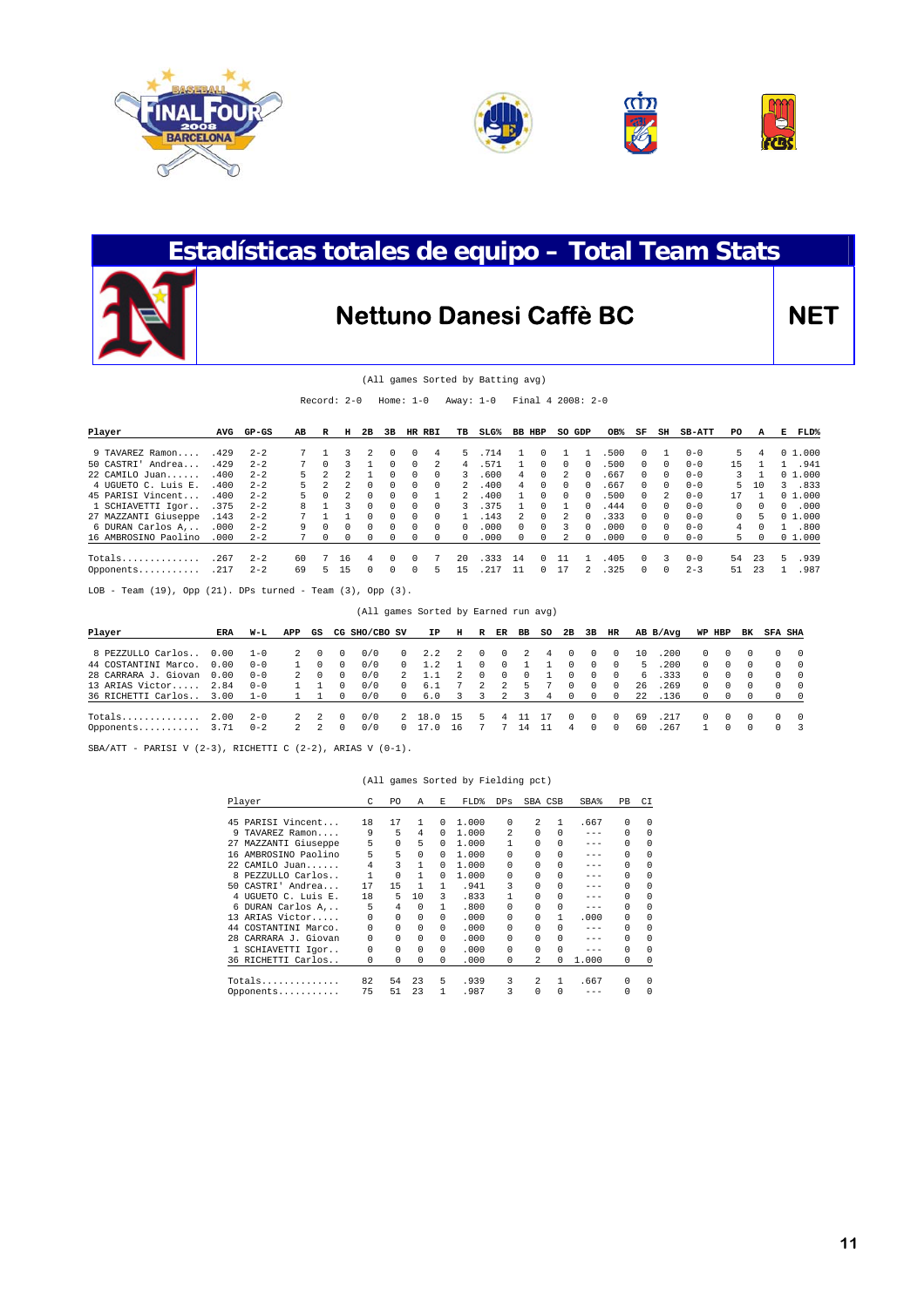# Estadísticas totales de equipo - Total Team Stats

## Nettuno Danesi Caffè BC

**NET**

(All games Sorted by Batting avg)

Record: 2-0   Home: 1-0   Away: 1-0   Final 4 2008: 2-0

| Player | AVG | GP-GS | AB | R | H | 2B | 3B | HR | RBI | TB | SLG% | BB | HBP | SO | GDP | OB% | SF | SH | SB-ATT | PO | A | E | FLD% |
|---|---|---|---|---|---|---|---|---|---|---|---|---|---|---|---|---|---|---|---|---|---|---|---|
| 9 TAVAREZ Ramon.... | .429 | 2-2 | 7 | 1 | 3 | 2 | 0 | 0 | 4 | 5 | .714 | 1 | 0 | 1 | 1 | .500 | 0 | 1 | 0-0 | 5 | 4 | 0 | 1.000 |
| 50 CASTRI' Andrea... | .429 | 2-2 | 7 | 0 | 3 | 1 | 0 | 0 | 2 | 4 | .571 | 1 | 0 | 0 | 0 | .500 | 0 | 0 | 0-0 | 15 | 1 | 1 | .941 |
| 22 CAMILO Juan...... | .400 | 2-2 | 5 | 2 | 2 | 1 | 0 | 0 | 0 | 3 | .600 | 4 | 0 | 2 | 0 | .667 | 0 | 0 | 0-0 | 3 | 1 | 0 | 1.000 |
| 4 UGUETO C. Luis E. | .400 | 2-2 | 5 | 2 | 2 | 0 | 0 | 0 | 0 | 2 | .400 | 4 | 0 | 0 | 0 | .667 | 0 | 0 | 0-0 | 5 | 10 | 3 | .833 |
| 45 PARISI Vincent... | .400 | 2-2 | 5 | 0 | 2 | 0 | 0 | 0 | 1 | 2 | .400 | 1 | 0 | 0 | 0 | .500 | 0 | 2 | 0-0 | 17 | 1 | 0 | 1.000 |
| 1 SCHIAVETTI Igor.. | .375 | 2-2 | 8 | 1 | 3 | 0 | 0 | 0 | 0 | 3 | .375 | 1 | 0 | 1 | 0 | .444 | 0 | 0 | 0-0 | 0 | 0 | 0 | .000 |
| 27 MAZZANTI Giuseppe | .143 | 2-2 | 7 | 1 | 1 | 0 | 0 | 0 | 0 | 1 | .143 | 2 | 0 | 2 | 0 | .333 | 0 | 0 | 0-0 | 0 | 5 | 0 | 1.000 |
| 6 DURAN Carlos A,.. | .000 | 2-2 | 9 | 0 | 0 | 0 | 0 | 0 | 0 | 0 | .000 | 0 | 0 | 3 | 0 | .000 | 0 | 0 | 0-0 | 4 | 0 | 1 | .800 |
| 16 AMBROSINO Paolino | .000 | 2-2 | 7 | 0 | 0 | 0 | 0 | 0 | 0 | 0 | .000 | 0 | 0 | 2 | 0 | .000 | 0 | 0 | 0-0 | 5 | 0 | 0 | 1.000 |
| Totals.............. | .267 | 2-2 | 60 | 7 | 16 | 4 | 0 | 0 | 7 | 20 | .333 | 14 | 0 | 11 | 1 | .405 | 0 | 3 | 0-0 | 54 | 23 | 5 | .939 |
| Opponents........... | .217 | 2-2 | 69 | 5 | 15 | 0 | 0 | 0 | 5 | 15 | .217 | 11 | 0 | 17 | 2 | .325 | 0 | 0 | 2-3 | 51 | 23 | 1 | .987 |

LOB - Team (19), Opp (21). DPs turned - Team (3), Opp (3).

(All games Sorted by Earned run avg)

| Player | ERA | W-L | APP | GS | CG | SHO/CBO | SV | IP | H | R | ER | BB | SO | 2B | 3B | HR | AB | B/Avg | WP | HBP | BK | SFA | SHA |
|---|---|---|---|---|---|---|---|---|---|---|---|---|---|---|---|---|---|---|---|---|---|---|---|
| 8 PEZZULLO Carlos.. | 0.00 | 1-0 | 2 | 0 | 0 | 0/0 | 0 | 2.2 | 2 | 0 | 0 | 2 | 4 | 0 | 0 | 0 | 10 | .200 | 0 | 0 | 0 | 0 | 0 |
| 44 COSTANTINI Marco. | 0.00 | 0-0 | 1 | 0 | 0 | 0/0 | 0 | 1.2 | 1 | 0 | 0 | 1 | 1 | 0 | 0 | 0 | 5 | .200 | 0 | 0 | 0 | 0 | 0 |
| 28 CARRARA J. Giovan | 0.00 | 0-0 | 2 | 0 | 0 | 0/0 | 2 | 1.1 | 2 | 0 | 0 | 0 | 1 | 0 | 0 | 0 | 6 | .333 | 0 | 0 | 0 | 0 | 0 |
| 13 ARIAS Victor..... | 2.84 | 0-0 | 1 | 1 | 0 | 0/0 | 0 | 6.1 | 7 | 2 | 2 | 5 | 7 | 0 | 0 | 0 | 26 | .269 | 0 | 0 | 0 | 0 | 0 |
| 36 RICHETTI Carlos.. | 3.00 | 1-0 | 1 | 1 | 0 | 0/0 | 0 | 6.0 | 3 | 3 | 2 | 3 | 4 | 0 | 0 | 0 | 22 | .136 | 0 | 0 | 0 | 0 | 0 |
| Totals.............. | 2.00 | 2-0 | 2 | 2 | 0 | 0/0 | 2 | 18.0 | 15 | 5 | 4 | 11 | 17 | 0 | 0 | 0 | 69 | .217 | 0 | 0 | 0 | 0 | 0 |
| Opponents........... | 3.71 | 0-2 | 2 | 2 | 0 | 0/0 | 0 | 17.0 | 16 | 7 | 7 | 14 | 11 | 4 | 0 | 0 | 60 | .267 | 1 | 0 | 0 | 0 | 3 |

SBA/ATT - PARISI V (2-3), RICHETTI C (2-2), ARIAS V (0-1).

(All games Sorted by Fielding pct)

| Player | C | PO | A | E | FLD% | DPs | SBA | CSB | SBA% | PB | CI |
|---|---|---|---|---|---|---|---|---|---|---|---|
| 45 PARISI Vincent... | 18 | 17 | 1 | 0 | 1.000 | 0 | 2 | 1 | .667 | 0 | 0 |
| 9 TAVAREZ Ramon.... | 9 | 5 | 4 | 0 | 1.000 | 2 | 0 | 0 | --- | 0 | 0 |
| 27 MAZZANTI Giuseppe | 5 | 0 | 5 | 0 | 1.000 | 1 | 0 | 0 | --- | 0 | 0 |
| 16 AMBROSINO Paolino | 5 | 5 | 0 | 0 | 1.000 | 0 | 0 | 0 | --- | 0 | 0 |
| 22 CAMILO Juan...... | 4 | 3 | 1 | 0 | 1.000 | 0 | 0 | 0 | --- | 0 | 0 |
| 8 PEZZULLO Carlos.. | 1 | 0 | 1 | 0 | 1.000 | 0 | 0 | 0 | --- | 0 | 0 |
| 50 CASTRI' Andrea... | 17 | 15 | 1 | 1 | .941 | 3 | 0 | 0 | --- | 0 | 0 |
| 4 UGUETO C. Luis E. | 18 | 5 | 10 | 3 | .833 | 1 | 0 | 0 | --- | 0 | 0 |
| 6 DURAN Carlos A,.. | 5 | 4 | 0 | 1 | .800 | 0 | 0 | 0 | --- | 0 | 0 |
| 13 ARIAS Victor..... | 0 | 0 | 0 | 0 | .000 | 0 | 0 | 1 | .000 | 0 | 0 |
| 44 COSTANTINI Marco. | 0 | 0 | 0 | 0 | .000 | 0 | 0 | 0 | --- | 0 | 0 |
| 28 CARRARA J. Giovan | 0 | 0 | 0 | 0 | .000 | 0 | 0 | 0 | --- | 0 | 0 |
| 1 SCHIAVETTI Igor.. | 0 | 0 | 0 | 0 | .000 | 0 | 0 | 0 | --- | 0 | 0 |
| 36 RICHETTI Carlos.. | 0 | 0 | 0 | 0 | .000 | 0 | 2 | 0 | 1.000 | 0 | 0 |
| Totals.............. | 82 | 54 | 23 | 5 | .939 | 3 | 2 | 1 | .667 | 0 | 0 |
| Opponents........... | 75 | 51 | 23 | 1 | .987 | 3 | 0 | 0 | --- | 0 | 0 |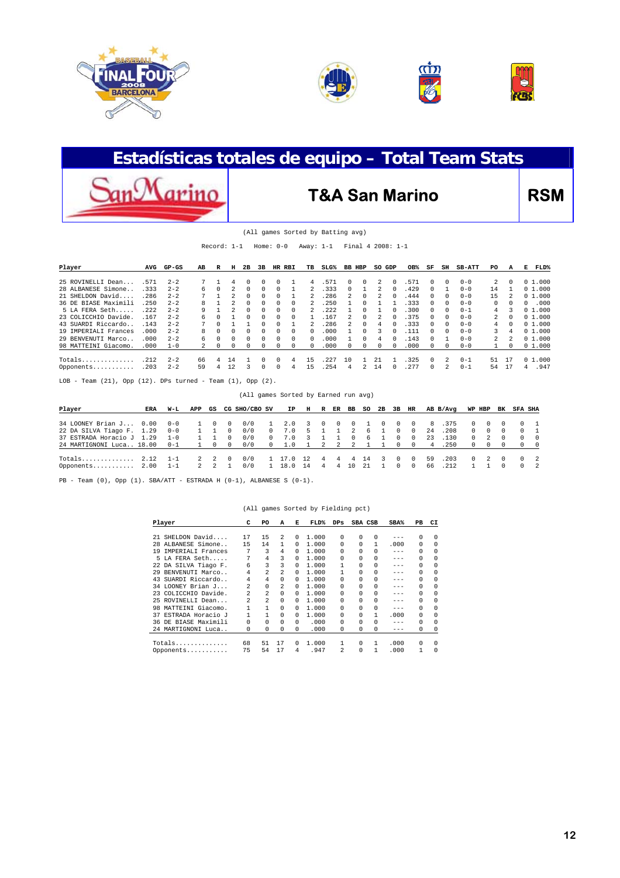# Estadísticas totales de equipo - Total Team Stats

## T&A San Marino — RSM

(All games Sorted by Batting avg)

Record: 1-1 Home: 0-0 Away: 1-1 Final 4 2008: 1-1

| Player | AVG | GP-GS | AB | R | H | 2B | 3B | HR | RBI | TB | SLG% | BB | HBP | SO | GDP | OB% | SF | SH | SB-ATT | PO | A | E | FLD% |
|---|---|---|---|---|---|---|---|---|---|---|---|---|---|---|---|---|---|---|---|---|---|---|---|
| 25 ROVINELLI Dean.... | .571 | 2-2 | 7 | 1 | 4 | 0 | 0 | 0 | 1 | 4 | .571 | 0 | 0 | 2 | 0 | .571 | 0 | 0 | 0-0 | 2 | 0 | 0 | 1.000 |
| 28 ALBANESE Simone.. | .333 | 2-2 | 6 | 0 | 2 | 0 | 0 | 0 | 1 | 2 | .333 | 0 | 1 | 2 | 0 | .429 | 0 | 1 | 0-0 | 14 | 1 | 0 | 1.000 |
| 21 SHELDON David.... | .286 | 2-2 | 7 | 1 | 2 | 0 | 0 | 0 | 1 | 2 | .286 | 2 | 0 | 2 | 0 | .444 | 0 | 0 | 0-0 | 15 | 2 | 0 | 1.000 |
| 36 DE BIASE Maximili | .250 | 2-2 | 8 | 1 | 2 | 0 | 0 | 0 | 0 | 2 | .250 | 1 | 0 | 1 | 1 | .333 | 0 | 0 | 0-0 | 0 | 0 | 0 | .000 |
| 5 LA FERA Seth..... | .222 | 2-2 | 9 | 1 | 2 | 0 | 0 | 0 | 0 | 2 | .222 | 1 | 0 | 1 | 0 | .300 | 0 | 0 | 0-1 | 4 | 3 | 0 | 1.000 |
| 23 COLICCHIO Davide. | .167 | 2-2 | 6 | 0 | 1 | 0 | 0 | 0 | 0 | 1 | .167 | 2 | 0 | 2 | 0 | .375 | 0 | 0 | 0-0 | 2 | 0 | 0 | 1.000 |
| 43 SUARDI Riccardo.. | .143 | 2-2 | 7 | 0 | 1 | 1 | 0 | 0 | 1 | 2 | .286 | 2 | 0 | 4 | 0 | .333 | 0 | 0 | 0-0 | 4 | 0 | 0 | 1.000 |
| 19 IMPERIALI Frances | .000 | 2-2 | 8 | 0 | 0 | 0 | 0 | 0 | 0 | 0 | .000 | 1 | 0 | 3 | 0 | .111 | 0 | 0 | 0-0 | 3 | 4 | 0 | 1.000 |
| 29 BENVENUTI Marco.. | .000 | 2-2 | 6 | 0 | 0 | 0 | 0 | 0 | 0 | 0 | .000 | 1 | 0 | 4 | 0 | .143 | 0 | 1 | 0-0 | 2 | 2 | 0 | 1.000 |
| 98 MATTEINI Giacomo. | .000 | 1-0 | 2 | 0 | 0 | 0 | 0 | 0 | 0 | 0 | .000 | 0 | 0 | 0 | 0 | .000 | 0 | 0 | 0-0 | 1 | 0 | 0 | 1.000 |
| Totals.............. | .212 | 2-2 | 66 | 4 | 14 | 1 | 0 | 0 | 4 | 15 | .227 | 10 | 1 | 21 | 1 | .325 | 0 | 2 | 0-1 | 51 | 17 | 0 | 1.000 |
| Opponents........... | .203 | 2-2 | 59 | 4 | 12 | 3 | 0 | 0 | 4 | 15 | .254 | 4 | 2 | 14 | 0 | .277 | 0 | 2 | 0-1 | 54 | 17 | 4 | .947 |

LOB - Team (21), Opp (12). DPs turned - Team (1), Opp (2).

(All games Sorted by Earned run avg)

| Player | ERA | W-L | APP | GS | CG | SHO/CBO | SV | IP | H | R | ER | BB | SO | 2B | 3B | HR | AB | B/Avg | WP | HBP | BK | SFA | SHA |
|---|---|---|---|---|---|---|---|---|---|---|---|---|---|---|---|---|---|---|---|---|---|---|---|
| 34 LOONEY Brian J... | 0.00 | 0-0 | 1 | 0 | 0 | 0/0 | 1 | 2.0 | 3 | 0 | 0 | 0 | 1 | 0 | 0 | 0 | 8 | .375 | 0 | 0 | 0 | 0 | 1 |
| 22 DA SILVA Tiago F. | 1.29 | 0-0 | 1 | 1 | 0 | 0/0 | 0 | 7.0 | 5 | 1 | 1 | 2 | 6 | 1 | 0 | 0 | 24 | .208 | 0 | 0 | 0 | 0 | 1 |
| 37 ESTRADA Horacio J | 1.29 | 1-0 | 1 | 1 | 0 | 0/0 | 0 | 7.0 | 3 | 1 | 1 | 0 | 6 | 1 | 0 | 0 | 23 | .130 | 0 | 2 | 0 | 0 | 0 |
| 24 MARTIGNONI Luca.. | 18.00 | 0-1 | 1 | 0 | 0 | 0/0 | 0 | 1.0 | 1 | 2 | 2 | 2 | 1 | 1 | 0 | 0 | 4 | .250 | 0 | 0 | 0 | 0 | 0 |
| Totals.............. | 2.12 | 1-1 | 2 | 2 | 0 | 0/0 | 1 | 17.0 | 12 | 4 | 4 | 4 | 14 | 3 | 0 | 0 | 59 | .203 | 0 | 2 | 0 | 0 | 2 |
| Opponents........... | 2.00 | 1-1 | 2 | 2 | 1 | 0/0 | 1 | 18.0 | 14 | 4 | 4 | 10 | 21 | 1 | 0 | 0 | 66 | .212 | 1 | 1 | 0 | 0 | 2 |

PB - Team (0), Opp (1). SBA/ATT - ESTRADA H (0-1), ALBANESE S (0-1).

(All games Sorted by Fielding pct)

| Player | C | PO | A | E | FLD% | DPs | SBA | CSB | SBA% | PB | CI |
|---|---|---|---|---|---|---|---|---|---|---|---|
| 21 SHELDON David.... | 17 | 15 | 2 | 0 | 1.000 | 0 | 0 | 0 | --- | 0 | 0 |
| 28 ALBANESE Simone.. | 15 | 14 | 1 | 0 | 1.000 | 0 | 0 | 1 | .000 | 0 | 0 |
| 19 IMPERIALI Frances | 7 | 3 | 4 | 0 | 1.000 | 0 | 0 | 0 | --- | 0 | 0 |
| 5 LA FERA Seth..... | 7 | 4 | 3 | 0 | 1.000 | 0 | 0 | 0 | --- | 0 | 0 |
| 22 DA SILVA Tiago F. | 6 | 3 | 3 | 0 | 1.000 | 1 | 0 | 0 | --- | 0 | 0 |
| 29 BENVENUTI Marco.. | 4 | 2 | 2 | 0 | 1.000 | 1 | 0 | 0 | --- | 0 | 0 |
| 43 SUARDI Riccardo.. | 4 | 4 | 0 | 0 | 1.000 | 0 | 0 | 0 | --- | 0 | 0 |
| 34 LOONEY Brian J... | 2 | 0 | 2 | 0 | 1.000 | 0 | 0 | 0 | --- | 0 | 0 |
| 23 COLICCHIO Davide. | 2 | 2 | 0 | 0 | 1.000 | 0 | 0 | 0 | --- | 0 | 0 |
| 25 ROVINELLI Dean... | 2 | 2 | 0 | 0 | 1.000 | 0 | 0 | 0 | --- | 0 | 0 |
| 98 MATTEINI Giacomo. | 1 | 1 | 0 | 0 | 1.000 | 0 | 0 | 0 | --- | 0 | 0 |
| 37 ESTRADA Horacio J | 1 | 1 | 0 | 0 | 1.000 | 0 | 0 | 1 | .000 | 0 | 0 |
| 36 DE BIASE Maximili | 0 | 0 | 0 | 0 | .000 | 0 | 0 | 0 | --- | 0 | 0 |
| 24 MARTIGNONI Luca.. | 0 | 0 | 0 | 0 | .000 | 0 | 0 | 0 | --- | 0 | 0 |
| Totals.............. | 68 | 51 | 17 | 0 | 1.000 | 1 | 0 | 1 | .000 | 0 | 0 |
| Opponents........... | 75 | 54 | 17 | 4 | .947 | 2 | 0 | 1 | .000 | 1 | 0 |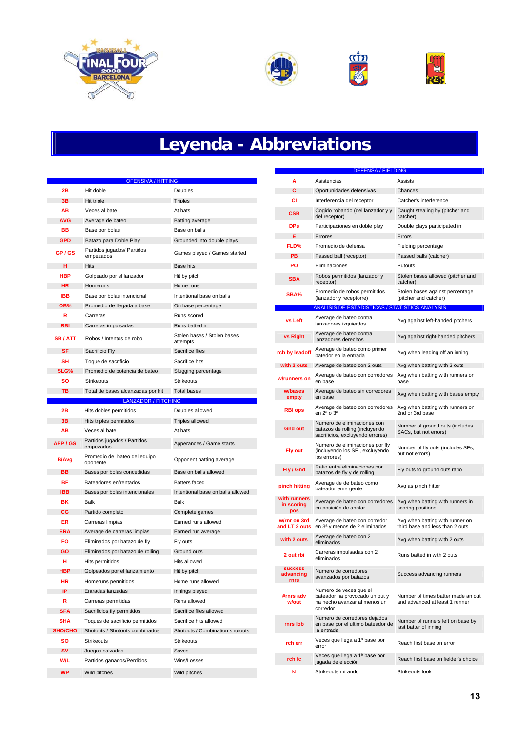# Leyenda - Abbreviations

| OFENSIVA / HITTING | | |
|---|---|---|
| 2B | Hit doble | Doubles |
| 3B | Hit triple | Triples |
| AB | Veces al bate | At bats |
| AVG | Average de bateo | Batting average |
| BB | Base por bolas | Base on balls |
| GPD | Batazo para Doble Play | Grounded into double plays |
| GP / GS | Partidos jugados/ Partidos empezados | Games played / Games started |
| H | Hits | Base hits |
| HBP | Golpeado por el lanzador | Hit by pitch |
| HR | Homeruns | Home runs |
| IBB | Base por bolas intencional | Intentional base on balls |
| OB% | Promedio de llegada a base | On base percentage |
| R | Carreras | Runs scored |
| RBI | Carreras impulsadas | Runs batted in |
| SB / ATT | Robos / Intentos de robo | Stolen bases / Stolen bases attempts |
| SF | Sacrificio Fly | Sacrifice flies |
| SH | Toque de sacrificio | Sacrifice hits |
| SLG% | Promedio de potencia de bateo | Slugging percentage |
| SO | Strikeouts | Strikeouts |
| TB | Total de bases alcanzadas por hit | Total bases |

| LANZADOR / PITCHING | | |
|---|---|---|
| 2B | Hits dobles permitidos | Doubles allowed |
| 3B | Hits triples permitidos | Triples allowed |
| AB | Veces al bate | At bats |
| APP / GS | Partidos jugados / Partidos empezados | Apperances / Game starts |
| B/Avg | Promedio de bateo del equipo oponente | Opponent batting average |
| BB | Bases por bolas concedidas | Base on balls allowed |
| BF | Bateadores enfrentados | Batters faced |
| IBB | Bases por bolas intencionales | Intentional base on balls allowed |
| BK | Balk | Balk |
| CG | Partido completo | Complete games |
| ER | Carreras limpias | Earned runs allowed |
| ERA | Average de carreras limpias | Earned run average |
| FO | Eliminados por batazo de fly | Fly outs |
| GO | Eliminados por batazo de rolling | Ground outs |
| H | Hits permitidos | Hits allowed |
| HBP | Golpeados por el lanzamiento | Hit by pitch |
| HR | Homeruns permitidos | Home runs allowed |
| IP | Entradas lanzadas | Innings played |
| R | Carreras permitidas | Runs allowed |
| SFA | Sacrificios fly permitidos | Sacrifice flies allowed |
| SHA | Toques de sacrificio permitidos | Sacrifice hits allowed |
| SHO/CHO | Shutouts / Shutouts combinados | Shutouts / Combination shutouts |
| SO | Strikeouts | Strikeouts |
| SV | Juegos salvados | Saves |
| W/L | Partidos ganados/Perdidos | Wins/Losses |
| WP | Wild pitches | Wild pitches |

| DEFENSA / FIELDING | | |
|---|---|---|
| A | Asistencias | Assists |
| C | Oportunidades defensivas | Chances |
| CI | Interferencia del receptor | Catcher's interference |
| CSB | Cogido robando (del lanzador y y del receptor) | Caught stealing by (pitcher and catcher) |
| DPs | Participaciones en doble play | Double plays participated in |
| E | Errores | Errors |
| FLD% | Promedio de defensa | Fielding percentage |
| PB | Passed ball (receptor) | Passed balls (catcher) |
| PO | Eliminaciones | Putouts |
| SBA | Robos permitidos (lanzador y receptor) | Stolen bases allowed (pitcher and catcher) |
| SBA% | Promedio de robos permitidos (lanzador y receptorre) | Stolen bases against percentage (pitcher and catcher) |

| ANALISIS DE ESTADISTICAS / STATISTICS ANALYSIS | | |
|---|---|---|
| vs Left | Average de bateo contra lanzadores izquierdos | Avg against left-handed pitchers |
| vs Right | Average de bateo contra lanzadores derechos | Avg against right-handed pitchers |
| rch by leadoff | Average de bateo como primer batedor en la entrada | Avg when leading off an inning |
| with 2 outs | Average de bateo con 2 outs | Avg when batting with 2 outs |
| w/runners on | Average de bateo con corredores en base | Avg when batting with runners on base |
| w/bases empty | Average de bateo sin corredores en base | Avg when batting with bases empty |
| RBI ops | Average de bateo con corredores en 2ª o 3ª | Avg when batting with runners on 2nd or 3rd base |
| Gnd out | Numero de eliminaciones con batazos de rolling (incluyendo sacrificios, excluyendo errores) | Number of ground outs (includes SACs, but not errors) |
| Fly out | Numero de eliminaciones por fly (incluyendo los SF , excluyendo los errores) | Number of fly outs (includes SFs, but not errors) |
| Fly / Gnd | Ratio entre eliminaciones por batazos de fly y de rolling | Fly outs to ground outs ratio |
| pinch hitting | Average de de bateo como bateador emergente | Avg as pinch hitter |
| with runners in scoring pos | Average de bateo con corredores en posición de anotar | Avg when batting with runners in scoring positions |
| w/rnr on 3rd and LT 2 outs | Average de bateo con corredor en 3ª y menos de 2 eliminados | Avg when batting with runner on third base and less than 2 outs |
| with 2 outs | Average de bateo con 2 eliminados | Avg when batting with 2 outs |
| 2 out rbi | Carreras impulsadas con 2 eliminados | Runs batted in with 2 outs |
| success advancing rnrs | Numero de corredores avanzados por batazos | Success advancing runners |
| #rnrs adv w/out | Numero de veces que el bateador ha provocado un out y ha hecho avanzar al menos un corredor | Number of times batter made an out and advanced at least 1 runner |
| rnrs lob | Numero de corredores dejados en base por el ultimo bateador de la entrada | Number of runners left on base by last batter of inning |
| rch err | Veces que llega a 1ª base por error | Reach first base on error |
| rch fc | Veces que llega a 1ª base por jugada de elección | Reach first base on fielder's choice |
| kl | Strikeouts mirando | Strikeouts look |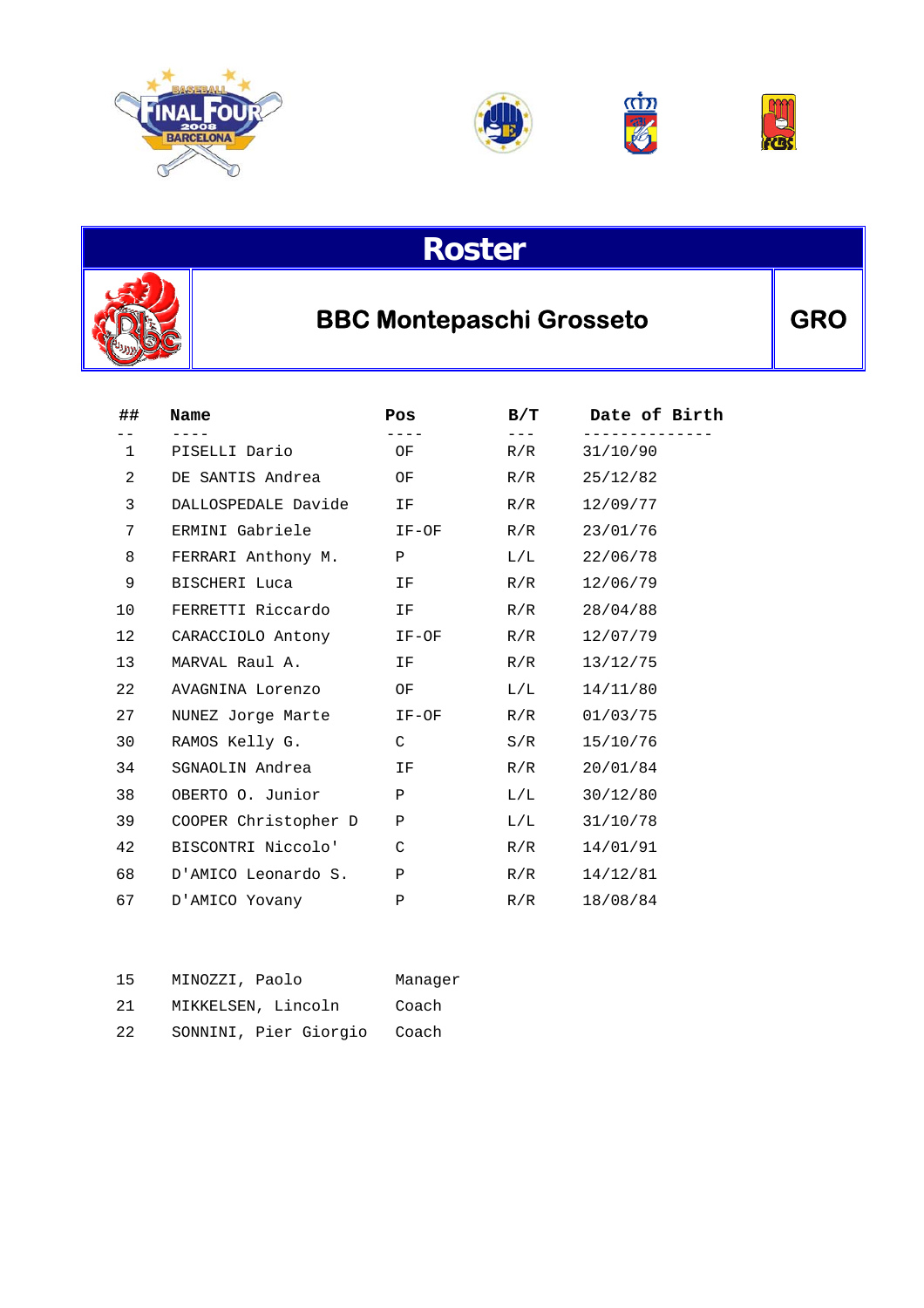# Roster

## BBC Montepaschi Grosseto

**GRO**

| ## | Name | Pos | B/T | Date of Birth |
|---|---|---|---|---|
| 1 | PISELLI Dario | OF | R/R | 31/10/90 |
| 2 | DE SANTIS Andrea | OF | R/R | 25/12/82 |
| 3 | DALLOSPEDALE Davide | IF | R/R | 12/09/77 |
| 7 | ERMINI Gabriele | IF-OF | R/R | 23/01/76 |
| 8 | FERRARI Anthony M. | P | L/L | 22/06/78 |
| 9 | BISCHERI Luca | IF | R/R | 12/06/79 |
| 10 | FERRETTI Riccardo | IF | R/R | 28/04/88 |
| 12 | CARACCIOLO Antony | IF-OF | R/R | 12/07/79 |
| 13 | MARVAL Raul A. | IF | R/R | 13/12/75 |
| 22 | AVAGNINA Lorenzo | OF | L/L | 14/11/80 |
| 27 | NUNEZ Jorge Marte | IF-OF | R/R | 01/03/75 |
| 30 | RAMOS Kelly G. | C | S/R | 15/10/76 |
| 34 | SGNAOLIN Andrea | IF | R/R | 20/01/84 |
| 38 | OBERTO O. Junior | P | L/L | 30/12/80 |
| 39 | COOPER Christopher D | P | L/L | 31/10/78 |
| 42 | BISCONTRI Niccolo' | C | R/R | 14/01/91 |
| 68 | D'AMICO Leonardo S. | P | R/R | 14/12/81 |
| 67 | D'AMICO Yovany | P | R/R | 18/08/84 |

| | | |
|---|---|---|
| 15 | MINOZZI, Paolo | Manager |
| 21 | MIKKELSEN, Lincoln | Coach |
| 22 | SONNINI, Pier Giorgio | Coach |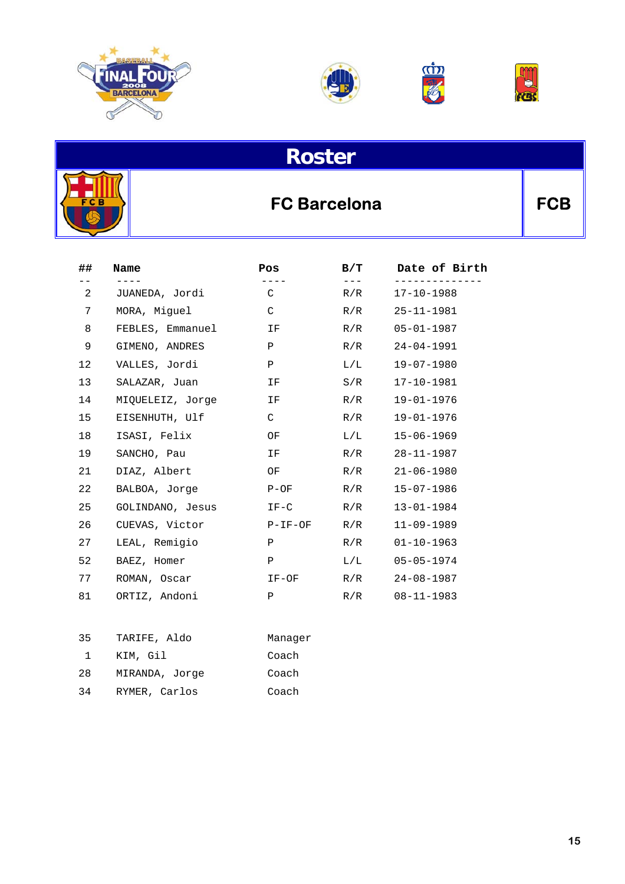# Roster

## FC Barcelona

**FCB**

| ## | Name | Pos | B/T | Date of Birth |
|---|---|---|---|---|
| 2 | JUANEDA, Jordi | C | R/R | 17-10-1988 |
| 7 | MORA, Miguel | C | R/R | 25-11-1981 |
| 8 | FEBLES, Emmanuel | IF | R/R | 05-01-1987 |
| 9 | GIMENO, ANDRES | P | R/R | 24-04-1991 |
| 12 | VALLES, Jordi | P | L/L | 19-07-1980 |
| 13 | SALAZAR, Juan | IF | S/R | 17-10-1981 |
| 14 | MIQUELEIZ, Jorge | IF | R/R | 19-01-1976 |
| 15 | EISENHUTH, Ulf | C | R/R | 19-01-1976 |
| 18 | ISASI, Felix | OF | L/L | 15-06-1969 |
| 19 | SANCHO, Pau | IF | R/R | 28-11-1987 |
| 21 | DIAZ, Albert | OF | R/R | 21-06-1980 |
| 22 | BALBOA, Jorge | P-OF | R/R | 15-07-1986 |
| 25 | GOLINDANO, Jesus | IF-C | R/R | 13-01-1984 |
| 26 | CUEVAS, Victor | P-IF-OF | R/R | 11-09-1989 |
| 27 | LEAL, Remigio | P | R/R | 01-10-1963 |
| 52 | BAEZ, Homer | P | L/L | 05-05-1974 |
| 77 | ROMAN, Oscar | IF-OF | R/R | 24-08-1987 |
| 81 | ORTIZ, Andoni | P | R/R | 08-11-1983 |

| ## | Name | Pos |
|---|---|---|
| 35 | TARIFE, Aldo | Manager |
| 1 | KIM, Gil | Coach |
| 28 | MIRANDA, Jorge | Coach |
| 34 | RYMER, Carlos | Coach |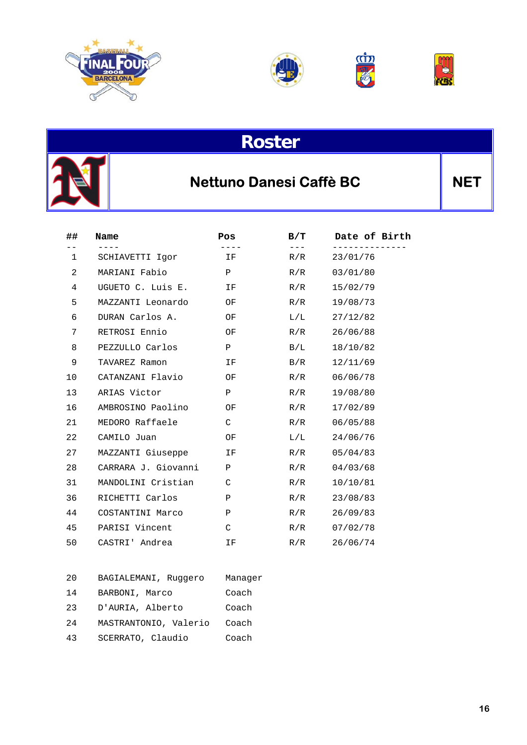# Roster

## Nettuno Danesi Caffè BC

**NET**

| ## | Name | Pos | B/T | Date of Birth |
|---|---|---|---|---|
| 1 | SCHIAVETTI Igor | IF | R/R | 23/01/76 |
| 2 | MARIANI Fabio | P | R/R | 03/01/80 |
| 4 | UGUETO C. Luis E. | IF | R/R | 15/02/79 |
| 5 | MAZZANTI Leonardo | OF | R/R | 19/08/73 |
| 6 | DURAN Carlos A. | OF | L/L | 27/12/82 |
| 7 | RETROSI Ennio | OF | R/R | 26/06/88 |
| 8 | PEZZULLO Carlos | P | B/L | 18/10/82 |
| 9 | TAVAREZ Ramon | IF | B/R | 12/11/69 |
| 10 | CATANZANI Flavio | OF | R/R | 06/06/78 |
| 13 | ARIAS Victor | P | R/R | 19/08/80 |
| 16 | AMBROSINO Paolino | OF | R/R | 17/02/89 |
| 21 | MEDORO Raffaele | C | R/R | 06/05/88 |
| 22 | CAMILO Juan | OF | L/L | 24/06/76 |
| 27 | MAZZANTI Giuseppe | IF | R/R | 05/04/83 |
| 28 | CARRARA J. Giovanni | P | R/R | 04/03/68 |
| 31 | MANDOLINI Cristian | C | R/R | 10/10/81 |
| 36 | RICHETTI Carlos | P | R/R | 23/08/83 |
| 44 | COSTANTINI Marco | P | R/R | 26/09/83 |
| 45 | PARISI Vincent | C | R/R | 07/02/78 |
| 50 | CASTRI' Andrea | IF | R/R | 26/06/74 |

| ## | Name | Pos |
|---|---|---|
| 20 | BAGIALEMANI, Ruggero | Manager |
| 14 | BARBONI, Marco | Coach |
| 23 | D'AURIA, Alberto | Coach |
| 24 | MASTRANTONIO, Valerio | Coach |
| 43 | SCERRATO, Claudio | Coach |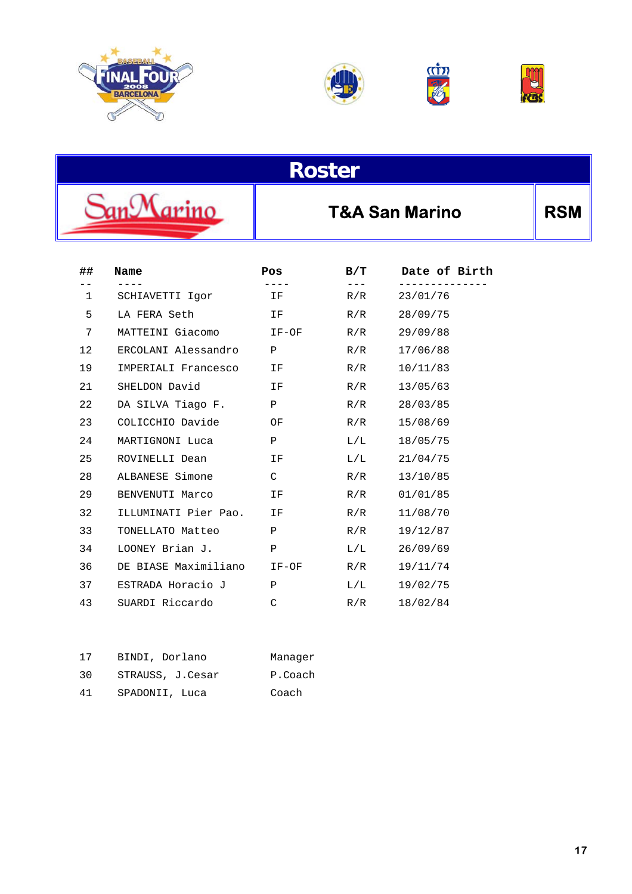# Roster

| San Marino | T&A San Marino | RSM |
|---|---|---|

| ## | Name | Pos | B/T | Date of Birth |
|---|---|---|---|---|
| 1 | SCHIAVETTI Igor | IF | R/R | 23/01/76 |
| 5 | LA FERA Seth | IF | R/R | 28/09/75 |
| 7 | MATTEINI Giacomo | IF-OF | R/R | 29/09/88 |
| 12 | ERCOLANI Alessandro | P | R/R | 17/06/88 |
| 19 | IMPERIALI Francesco | IF | R/R | 10/11/83 |
| 21 | SHELDON David | IF | R/R | 13/05/63 |
| 22 | DA SILVA Tiago F. | P | R/R | 28/03/85 |
| 23 | COLICCHIO Davide | OF | R/R | 15/08/69 |
| 24 | MARTIGNONI Luca | P | L/L | 18/05/75 |
| 25 | ROVINELLI Dean | IF | L/L | 21/04/75 |
| 28 | ALBANESE Simone | C | R/R | 13/10/85 |
| 29 | BENVENUTI Marco | IF | R/R | 01/01/85 |
| 32 | ILLUMINATI Pier Pao. | IF | R/R | 11/08/70 |
| 33 | TONELLATO Matteo | P | R/R | 19/12/87 |
| 34 | LOONEY Brian J. | P | L/L | 26/09/69 |
| 36 | DE BIASE Maximiliano | IF-OF | R/R | 19/11/74 |
| 37 | ESTRADA Horacio J | P | L/L | 19/02/75 |
| 43 | SUARDI Riccardo | C | R/R | 18/02/84 |

| | | |
|---|---|---|
| 17 | BINDI, Dorlano | Manager |
| 30 | STRAUSS, J.Cesar | P.Coach |
| 41 | SPADONII, Luca | Coach |